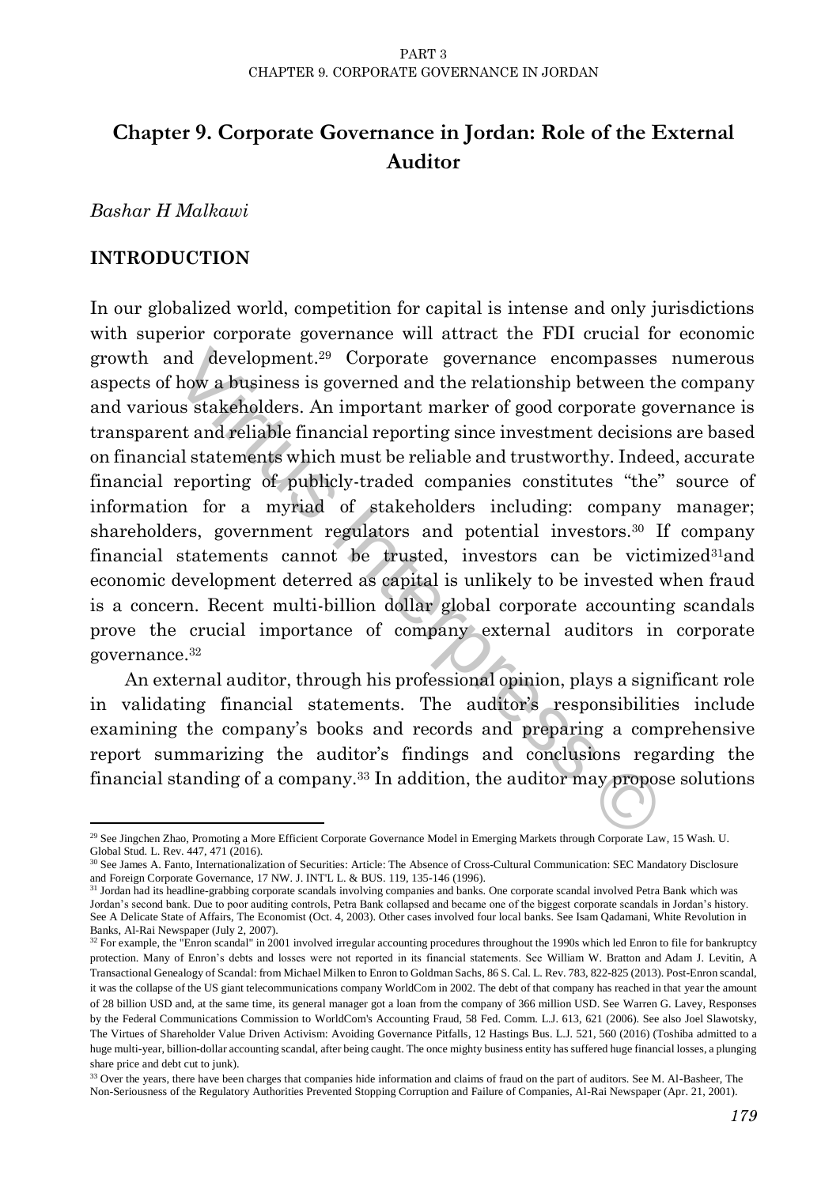# Chapter 9. Corporate Governance in Jordan: Role of the External Auditor

*Bashar H Malkawi*

## INTRODUCTION

In our globalized world, competition for capital is intense and only jurisdictions with superior corporate governance will attract the FDI crucial for economic growth and development.[29] Corporate governance encompasses numerous aspects of how a business is governed and the relationship between the company and various stakeholders. An important marker of good corporate governance is transparent and reliable financial reporting since investment decisions are based on financial statements which must be reliable and trustworthy. Indeed, accurate financial reporting of publicly-traded companies constitutes "the" source of information for a myriad of stakeholders including: company manager; shareholders, government regulators and potential investors.[30] If company financial statements cannot be trusted, investors can be victimized[31]and economic development deterred as capital is unlikely to be invested when fraud is a concern. Recent multi-billion dollar global corporate accounting scandals prove the crucial importance of company external auditors in corporate governance.[32]

An external auditor, through his professional opinion, plays a significant role in validating financial statements. The auditor's responsibilities include examining the company's books and records and preparing a comprehensive report summarizing the auditor's findings and conclusions regarding the financial standing of a company.[33] In addition, the auditor may propose solutions

---

[29] See Jingchen Zhao, Promoting a More Efficient Corporate Governance Model in Emerging Markets through Corporate Law, 15 Wash. U. Global Stud. L. Rev. 447, 471 (2016).

[30] See James A. Fanto, Internationalization of Securities: Article: The Absence of Cross-Cultural Communication: SEC Mandatory Disclosure and Foreign Corporate Governance, 17 NW. J. INT'L L. & BUS. 119, 135-146 (1996).

[31] Jordan had its headline-grabbing corporate scandals involving companies and banks. One corporate scandal involved Petra Bank which was Jordan's second bank. Due to poor auditing controls, Petra Bank collapsed and became one of the biggest corporate scandals in Jordan's history. See A Delicate State of Affairs, The Economist (Oct. 4, 2003). Other cases involved four local banks. See Isam Qadamani, White Revolution in Banks, Al-Rai Newspaper (July 2, 2007).

[32] For example, the "Enron scandal" in 2001 involved irregular accounting procedures throughout the 1990s which led Enron to file for bankruptcy protection. Many of Enron's debts and losses were not reported in its financial statements. See William W. Bratton and Adam J. Levitin, A Transactional Genealogy of Scandal: from Michael Milken to Enron to Goldman Sachs, 86 S. Cal. L. Rev. 783, 822-825 (2013). Post-Enron scandal, it was the collapse of the US giant telecommunications company WorldCom in 2002. The debt of that company has reached in that year the amount of 28 billion USD and, at the same time, its general manager got a loan from the company of 366 million USD. See Warren G. Lavey, Responses by the Federal Communications Commission to WorldCom's Accounting Fraud, 58 Fed. Comm. L.J. 613, 621 (2006). See also Joel Slawotsky, The Virtues of Shareholder Value Driven Activism: Avoiding Governance Pitfalls, 12 Hastings Bus. L.J. 521, 560 (2016) (Toshiba admitted to a huge multi-year, billion-dollar accounting scandal, after being caught. The once mighty business entity has suffered huge financial losses, a plunging share price and debt cut to junk).

[33] Over the years, there have been charges that companies hide information and claims of fraud on the part of auditors. See M. Al-Basheer, The Non-Seriousness of the Regulatory Authorities Prevented Stopping Corruption and Failure of Companies, Al-Rai Newspaper (Apr. 21, 2001).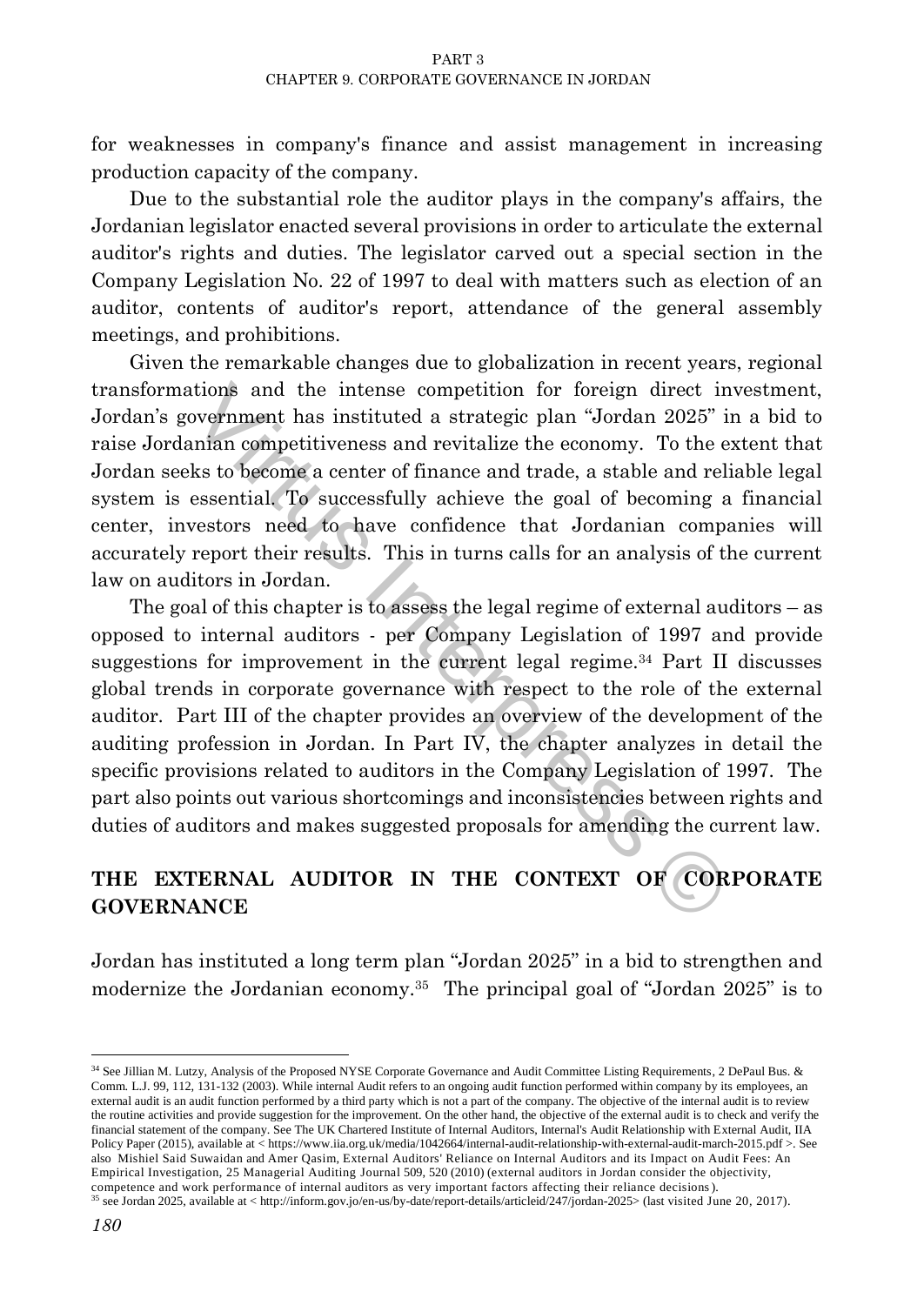for weaknesses in company's finance and assist management in increasing production capacity of the company.

Due to the substantial role the auditor plays in the company's affairs, the Jordanian legislator enacted several provisions in order to articulate the external auditor's rights and duties. The legislator carved out a special section in the Company Legislation No. 22 of 1997 to deal with matters such as election of an auditor, contents of auditor's report, attendance of the general assembly meetings, and prohibitions.

Given the remarkable changes due to globalization in recent years, regional transformations and the intense competition for foreign direct investment, Jordan's government has instituted a strategic plan "Jordan 2025" in a bid to raise Jordanian competitiveness and revitalize the economy. To the extent that Jordan seeks to become a center of finance and trade, a stable and reliable legal system is essential. To successfully achieve the goal of becoming a financial center, investors need to have confidence that Jordanian companies will accurately report their results. This in turns calls for an analysis of the current law on auditors in Jordan.

The goal of this chapter is to assess the legal regime of external auditors – as opposed to internal auditors - per Company Legislation of 1997 and provide suggestions for improvement in the current legal regime.[34] Part II discusses global trends in corporate governance with respect to the role of the external auditor. Part III of the chapter provides an overview of the development of the auditing profession in Jordan. In Part IV, the chapter analyzes in detail the specific provisions related to auditors in the Company Legislation of 1997. The part also points out various shortcomings and inconsistencies between rights and duties of auditors and makes suggested proposals for amending the current law.

## THE EXTERNAL AUDITOR IN THE CONTEXT OF CORPORATE GOVERNANCE

Jordan has instituted a long term plan "Jordan 2025" in a bid to strengthen and modernize the Jordanian economy.[35] The principal goal of "Jordan 2025" is to

---

[34] See Jillian M. Lutzy, Analysis of the Proposed NYSE Corporate Governance and Audit Committee Listing Requirements, 2 DePaul Bus. & Comm. L.J. 99, 112, 131-132 (2003). While internal Audit refers to an ongoing audit function performed within company by its employees, an external audit is an audit function performed by a third party which is not a part of the company. The objective of the internal audit is to review the routine activities and provide suggestion for the improvement. On the other hand, the objective of the external audit is to check and verify the financial statement of the company. See The UK Chartered Institute of Internal Auditors, Internal's Audit Relationship with External Audit, IIA Policy Paper (2015), available at < https://www.iia.org.uk/media/1042664/internal-audit-relationship-with-external-audit-march-2015.pdf >. See also Mishiel Said Suwaidan and Amer Qasim, External Auditors' Reliance on Internal Auditors and its Impact on Audit Fees: An Empirical Investigation, 25 Managerial Auditing Journal 509, 520 (2010) (external auditors in Jordan consider the objectivity, competence and work performance of internal auditors as very important factors affecting their reliance decisions).

[35] see Jordan 2025, available at < http://inform.gov.jo/en-us/by-date/report-details/articleid/247/jordan-2025> (last visited June 20, 2017).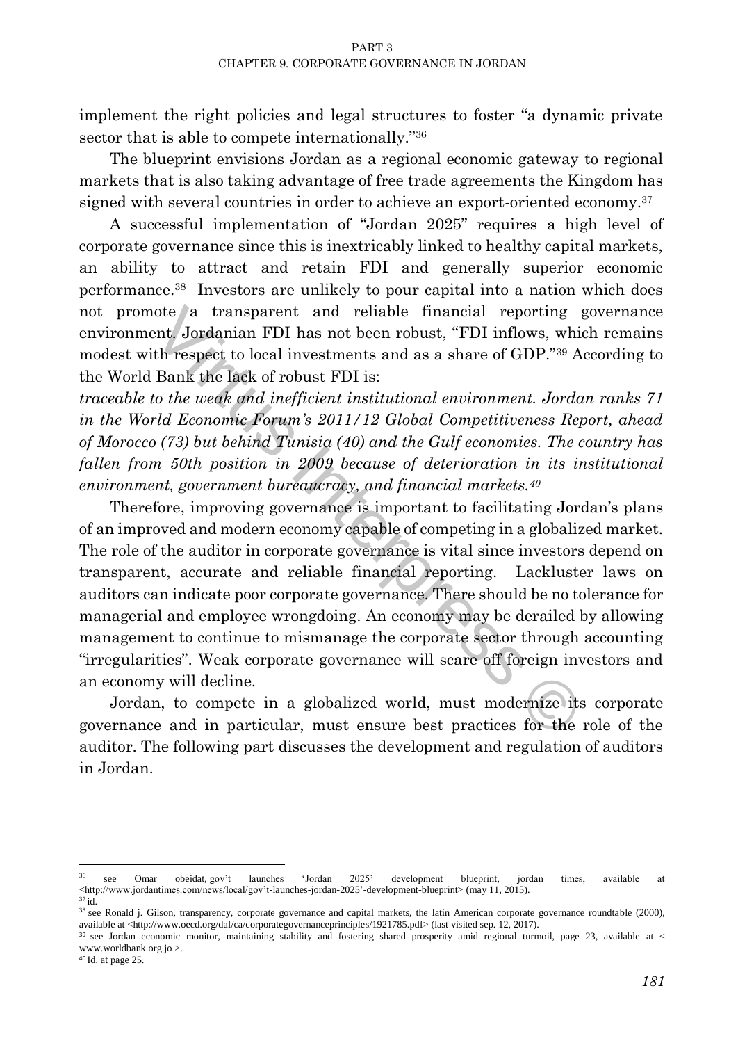implement the right policies and legal structures to foster "a dynamic private sector that is able to compete internationally."[36]

The blueprint envisions Jordan as a regional economic gateway to regional markets that is also taking advantage of free trade agreements the Kingdom has signed with several countries in order to achieve an export-oriented economy.[37]

A successful implementation of "Jordan 2025" requires a high level of corporate governance since this is inextricably linked to healthy capital markets, an ability to attract and retain FDI and generally superior economic performance.[38] Investors are unlikely to pour capital into a nation which does not promote a transparent and reliable financial reporting governance environment. Jordanian FDI has not been robust, "FDI inflows, which remains modest with respect to local investments and as a share of GDP."[39] According to the World Bank the lack of robust FDI is:

*traceable to the weak and inefficient institutional environment. Jordan ranks 71 in the World Economic Forum's 2011/12 Global Competitiveness Report, ahead of Morocco (73) but behind Tunisia (40) and the Gulf economies. The country has fallen from 50th position in 2009 because of deterioration in its institutional environment, government bureaucracy, and financial markets.*[40]

Therefore, improving governance is important to facilitating Jordan's plans of an improved and modern economy capable of competing in a globalized market. The role of the auditor in corporate governance is vital since investors depend on transparent, accurate and reliable financial reporting. Lackluster laws on auditors can indicate poor corporate governance. There should be no tolerance for managerial and employee wrongdoing. An economy may be derailed by allowing management to continue to mismanage the corporate sector through accounting "irregularities". Weak corporate governance will scare off foreign investors and an economy will decline.

Jordan, to compete in a globalized world, must modernize its corporate governance and in particular, must ensure best practices for the role of the auditor. The following part discusses the development and regulation of auditors in Jordan.

---

[36] see Omar obeidat, gov't launches 'Jordan 2025' development blueprint, jordan times, available at <http://www.jordantimes.com/news/local/gov't-launches-jordan-2025'-development-blueprint> (may 11, 2015).

[37] id.

[38] see Ronald j. Gilson, transparency, corporate governance and capital markets, the latin American corporate governance roundtable (2000), available at <http://www.oecd.org/daf/ca/corporategovernanceprinciples/1921785.pdf> (last visited sep. 12, 2017).

[39] see Jordan economic monitor, maintaining stability and fostering shared prosperity amid regional turmoil, page 23, available at < www.worldbank.org.jo >.

[40] Id. at page 25.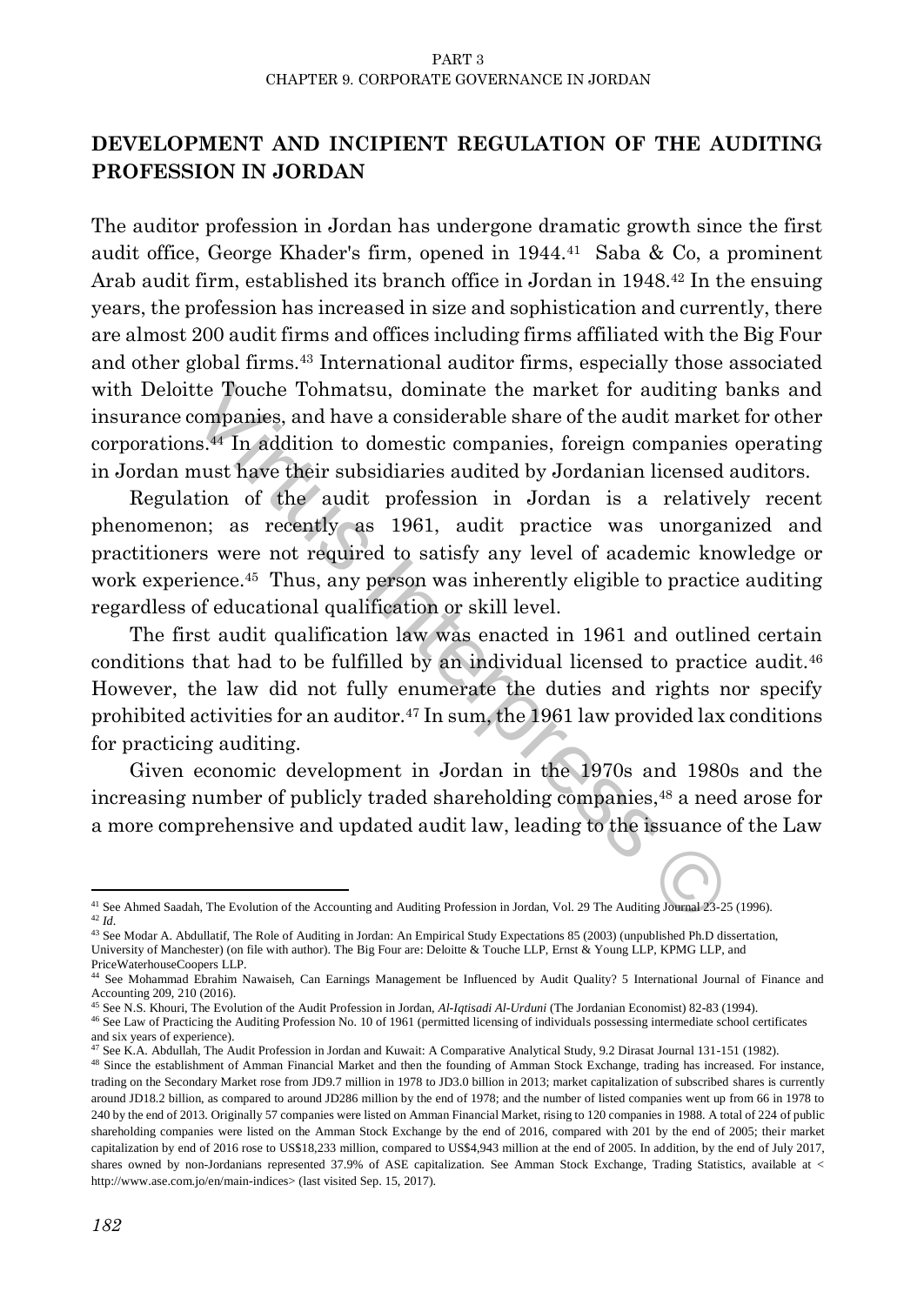## DEVELOPMENT AND INCIPIENT REGULATION OF THE AUDITING PROFESSION IN JORDAN

The auditor profession in Jordan has undergone dramatic growth since the first audit office, George Khader's firm, opened in 1944.[41] Saba & Co, a prominent Arab audit firm, established its branch office in Jordan in 1948.[42] In the ensuing years, the profession has increased in size and sophistication and currently, there are almost 200 audit firms and offices including firms affiliated with the Big Four and other global firms.[43] International auditor firms, especially those associated with Deloitte Touche Tohmatsu, dominate the market for auditing banks and insurance companies, and have a considerable share of the audit market for other corporations.[44] In addition to domestic companies, foreign companies operating in Jordan must have their subsidiaries audited by Jordanian licensed auditors.

Regulation of the audit profession in Jordan is a relatively recent phenomenon; as recently as 1961, audit practice was unorganized and practitioners were not required to satisfy any level of academic knowledge or work experience.[45] Thus, any person was inherently eligible to practice auditing regardless of educational qualification or skill level.

The first audit qualification law was enacted in 1961 and outlined certain conditions that had to be fulfilled by an individual licensed to practice audit.[46] However, the law did not fully enumerate the duties and rights nor specify prohibited activities for an auditor.[47] In sum, the 1961 law provided lax conditions for practicing auditing.

Given economic development in Jordan in the 1970s and 1980s and the increasing number of publicly traded shareholding companies,[48] a need arose for a more comprehensive and updated audit law, leading to the issuance of the Law

---

[41] See Ahmed Saadah, The Evolution of the Accounting and Auditing Profession in Jordan, Vol. 29 The Auditing Journal 23-25 (1996).

[42] *Id*.

[43] See Modar A. Abdullatif, The Role of Auditing in Jordan: An Empirical Study Expectations 85 (2003) (unpublished Ph.D dissertation, University of Manchester) (on file with author). The Big Four are: Deloitte & Touche LLP, Ernst & Young LLP, KPMG LLP, and PriceWaterhouseCoopers LLP.

[44] See Mohammad Ebrahim Nawaiseh, Can Earnings Management be Influenced by Audit Quality? 5 International Journal of Finance and Accounting 209, 210 (2016).

[45] See N.S. Khouri, The Evolution of the Audit Profession in Jordan, *Al-Iqtisadi Al-Urduni* (The Jordanian Economist) 82-83 (1994).

[46] See Law of Practicing the Auditing Profession No. 10 of 1961 (permitted licensing of individuals possessing intermediate school certificates and six years of experience).

[47] See K.A. Abdullah, The Audit Profession in Jordan and Kuwait: A Comparative Analytical Study, 9.2 Dirasat Journal 131-151 (1982).

[48] Since the establishment of Amman Financial Market and then the founding of Amman Stock Exchange, trading has increased. For instance, trading on the Secondary Market rose from JD9.7 million in 1978 to JD3.0 billion in 2013; market capitalization of subscribed shares is currently around JD18.2 billion, as compared to around JD286 million by the end of 1978; and the number of listed companies went up from 66 in 1978 to 240 by the end of 2013. Originally 57 companies were listed on Amman Financial Market, rising to 120 companies in 1988. A total of 224 of public shareholding companies were listed on the Amman Stock Exchange by the end of 2016, compared with 201 by the end of 2005; their market capitalization by end of 2016 rose to US$18,233 million, compared to US$4,943 million at the end of 2005. In addition, by the end of July 2017, shares owned by non-Jordanians represented 37.9% of ASE capitalization. See Amman Stock Exchange, Trading Statistics, available at < http://www.ase.com.jo/en/main-indices> (last visited Sep. 15, 2017).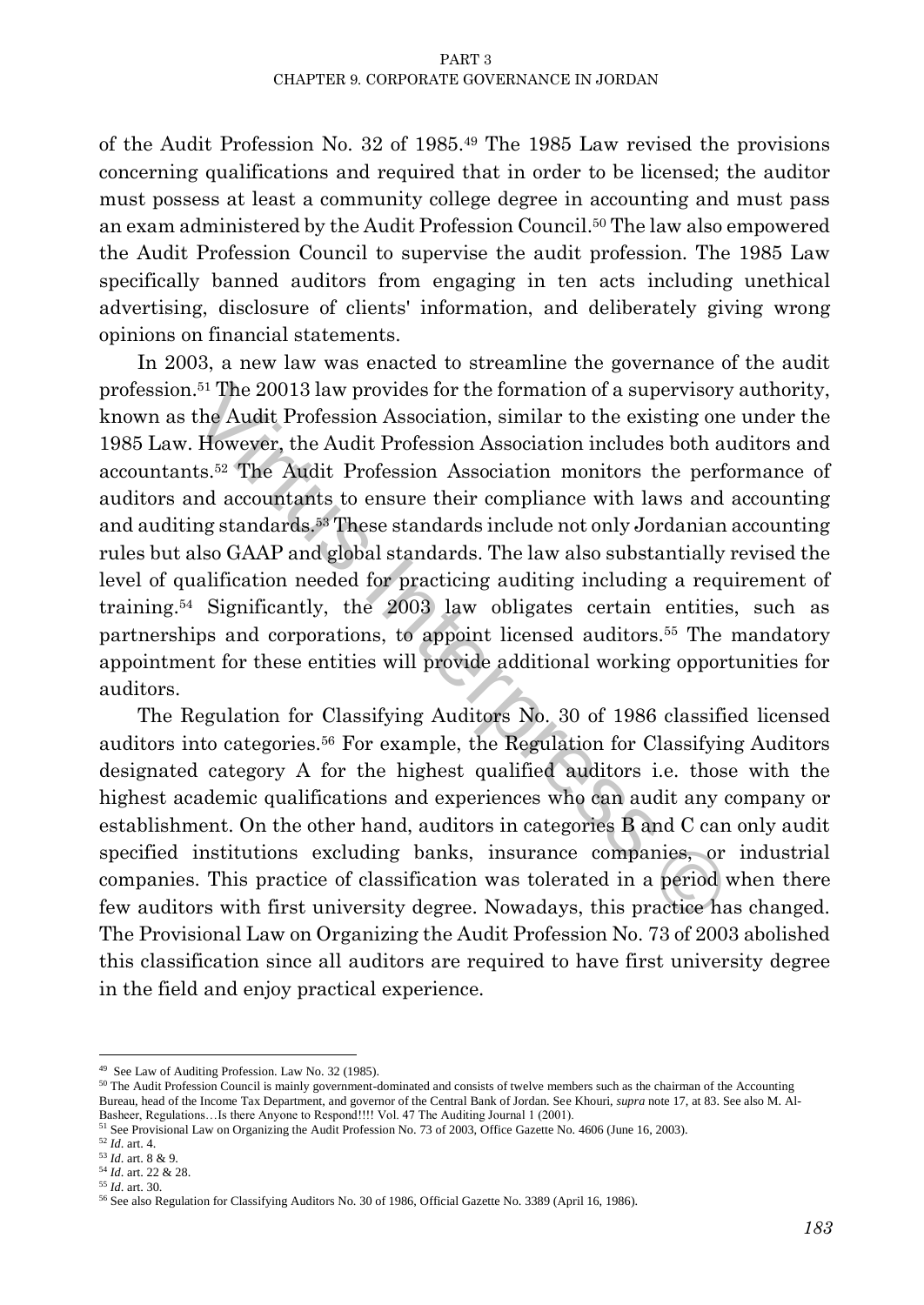of the Audit Profession No. 32 of 1985.[49] The 1985 Law revised the provisions concerning qualifications and required that in order to be licensed; the auditor must possess at least a community college degree in accounting and must pass an exam administered by the Audit Profession Council.[50] The law also empowered the Audit Profession Council to supervise the audit profession. The 1985 Law specifically banned auditors from engaging in ten acts including unethical advertising, disclosure of clients' information, and deliberately giving wrong opinions on financial statements.

In 2003, a new law was enacted to streamline the governance of the audit profession.[51] The 20013 law provides for the formation of a supervisory authority, known as the Audit Profession Association, similar to the existing one under the 1985 Law. However, the Audit Profession Association includes both auditors and accountants.[52] The Audit Profession Association monitors the performance of auditors and accountants to ensure their compliance with laws and accounting and auditing standards.[53] These standards include not only Jordanian accounting rules but also GAAP and global standards. The law also substantially revised the level of qualification needed for practicing auditing including a requirement of training.[54] Significantly, the 2003 law obligates certain entities, such as partnerships and corporations, to appoint licensed auditors.[55] The mandatory appointment for these entities will provide additional working opportunities for auditors.

The Regulation for Classifying Auditors No. 30 of 1986 classified licensed auditors into categories.[56] For example, the Regulation for Classifying Auditors designated category A for the highest qualified auditors i.e. those with the highest academic qualifications and experiences who can audit any company or establishment. On the other hand, auditors in categories B and C can only audit specified institutions excluding banks, insurance companies, or industrial companies. This practice of classification was tolerated in a period when there few auditors with first university degree. Nowadays, this practice has changed. The Provisional Law on Organizing the Audit Profession No. 73 of 2003 abolished this classification since all auditors are required to have first university degree in the field and enjoy practical experience.

---

[49] See Law of Auditing Profession. Law No. 32 (1985).

[50] The Audit Profession Council is mainly government-dominated and consists of twelve members such as the chairman of the Accounting Bureau, head of the Income Tax Department, and governor of the Central Bank of Jordan. See Khouri, *supra* note 17, at 83. See also M. Al-Basheer, Regulations…Is there Anyone to Respond!!!! Vol. 47 The Auditing Journal 1 (2001).

[51] See Provisional Law on Organizing the Audit Profession No. 73 of 2003, Office Gazette No. 4606 (June 16, 2003).

[52] *Id*. art. 4.

[53] *Id*. art. 8 & 9.

[54] *Id*. art. 22 & 28.

[55] *Id*. art. 30.

[56] See also Regulation for Classifying Auditors No. 30 of 1986, Official Gazette No. 3389 (April 16, 1986).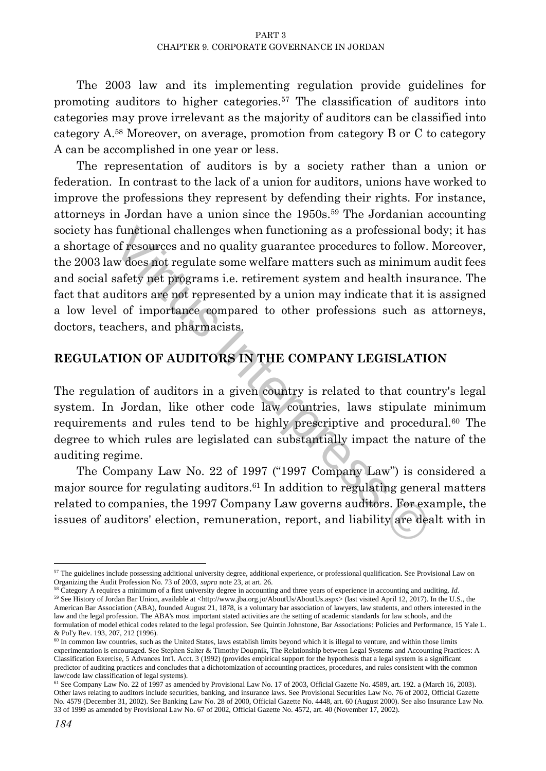The 2003 law and its implementing regulation provide guidelines for promoting auditors to higher categories.[57] The classification of auditors into categories may prove irrelevant as the majority of auditors can be classified into category A.[58] Moreover, on average, promotion from category B or C to category A can be accomplished in one year or less.

The representation of auditors is by a society rather than a union or federation. In contrast to the lack of a union for auditors, unions have worked to improve the professions they represent by defending their rights. For instance, attorneys in Jordan have a union since the 1950s.[59] The Jordanian accounting society has functional challenges when functioning as a professional body; it has a shortage of resources and no quality guarantee procedures to follow. Moreover, the 2003 law does not regulate some welfare matters such as minimum audit fees and social safety net programs i.e. retirement system and health insurance. The fact that auditors are not represented by a union may indicate that it is assigned a low level of importance compared to other professions such as attorneys, doctors, teachers, and pharmacists.

## REGULATION OF AUDITORS IN THE COMPANY LEGISLATION

The regulation of auditors in a given country is related to that country's legal system. In Jordan, like other code law countries, laws stipulate minimum requirements and rules tend to be highly prescriptive and procedural.[60] The degree to which rules are legislated can substantially impact the nature of the auditing regime.

The Company Law No. 22 of 1997 ("1997 Company Law") is considered a major source for regulating auditors.[61] In addition to regulating general matters related to companies, the 1997 Company Law governs auditors. For example, the issues of auditors' election, remuneration, report, and liability are dealt with in

---

[57] The guidelines include possessing additional university degree, additional experience, or professional qualification. See Provisional Law on Organizing the Audit Profession No. 73 of 2003, *supra* note 23, at art. 26.

[58] Category A requires a minimum of a first university degree in accounting and three years of experience in accounting and auditing. *Id.*

[59] See History of Jordan Bar Union, available at <http://www.jba.org.jo/AboutUs/AboutUs.aspx> (last visited April 12, 2017). In the U.S., the American Bar Association (ABA), founded August 21, 1878, is a voluntary bar association of lawyers, law students, and others interested in the law and the legal profession. The ABA's most important stated activities are the setting of academic standards for law schools, and the formulation of model ethical codes related to the legal profession. See Quintin Johnstone, Bar Associations: Policies and Performance, 15 Yale L. & Pol'y Rev. 193, 207, 212 (1996).

[60] In common law countries, such as the United States, laws establish limits beyond which it is illegal to venture, and within those limits experimentation is encouraged. See Stephen Salter & Timothy Doupnik, The Relationship between Legal Systems and Accounting Practices: A Classification Exercise, 5 Advances Int'l. Acct. 3 (1992) (provides empirical support for the hypothesis that a legal system is a significant predictor of auditing practices and concludes that a dichotomization of accounting practices, procedures, and rules consistent with the common law/code law classification of legal systems).

[61] See Company Law No. 22 of 1997 as amended by Provisional Law No. 17 of 2003, Official Gazette No. 4589, art. 192. a (March 16, 2003). Other laws relating to auditors include securities, banking, and insurance laws. See Provisional Securities Law No. 76 of 2002, Official Gazette No. 4579 (December 31, 2002). See Banking Law No. 28 of 2000, Official Gazette No. 4448, art. 60 (August 2000). See also Insurance Law No. 33 of 1999 as amended by Provisional Law No. 67 of 2002, Official Gazette No. 4572, art. 40 (November 17, 2002).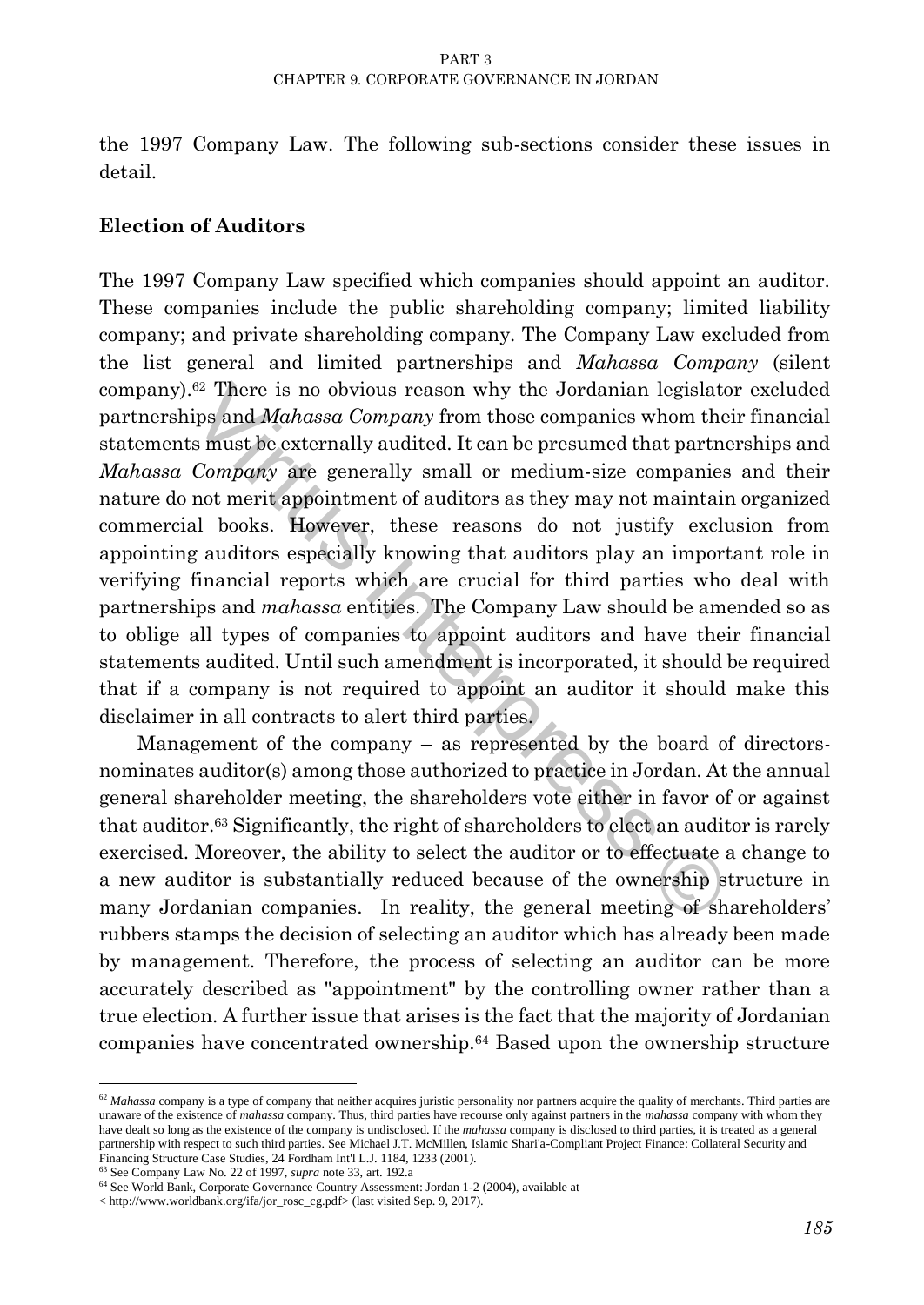the 1997 Company Law. The following sub-sections consider these issues in detail.

## Election of Auditors

The 1997 Company Law specified which companies should appoint an auditor. These companies include the public shareholding company; limited liability company; and private shareholding company. The Company Law excluded from the list general and limited partnerships and *Mahassa Company* (silent company).[62] There is no obvious reason why the Jordanian legislator excluded partnerships and *Mahassa Company* from those companies whom their financial statements must be externally audited. It can be presumed that partnerships and *Mahassa Company* are generally small or medium-size companies and their nature do not merit appointment of auditors as they may not maintain organized commercial books. However, these reasons do not justify exclusion from appointing auditors especially knowing that auditors play an important role in verifying financial reports which are crucial for third parties who deal with partnerships and *mahassa* entities. The Company Law should be amended so as to oblige all types of companies to appoint auditors and have their financial statements audited. Until such amendment is incorporated, it should be required that if a company is not required to appoint an auditor it should make this disclaimer in all contracts to alert third parties.

Management of the company – as represented by the board of directors- nominates auditor(s) among those authorized to practice in Jordan. At the annual general shareholder meeting, the shareholders vote either in favor of or against that auditor.[63] Significantly, the right of shareholders to elect an auditor is rarely exercised. Moreover, the ability to select the auditor or to effectuate a change to a new auditor is substantially reduced because of the ownership structure in many Jordanian companies. In reality, the general meeting of shareholders' rubbers stamps the decision of selecting an auditor which has already been made by management. Therefore, the process of selecting an auditor can be more accurately described as "appointment" by the controlling owner rather than a true election. A further issue that arises is the fact that the majority of Jordanian companies have concentrated ownership.[64] Based upon the ownership structure

---

[62] *Mahassa* company is a type of company that neither acquires juristic personality nor partners acquire the quality of merchants. Third parties are unaware of the existence of *mahassa* company. Thus, third parties have recourse only against partners in the *mahassa* company with whom they have dealt so long as the existence of the company is undisclosed. If the *mahassa* company is disclosed to third parties, it is treated as a general partnership with respect to such third parties. See Michael J.T. McMillen, Islamic Shari'a-Compliant Project Finance: Collateral Security and Financing Structure Case Studies, 24 Fordham Int'l L.J. 1184, 1233 (2001).

[63] See Company Law No. 22 of 1997, *supra* note 33, art. 192.a

[64] See World Bank, Corporate Governance Country Assessment: Jordan 1-2 (2004), available at < http://www.worldbank.org/ifa/jor_rosc_cg.pdf> (last visited Sep. 9, 2017).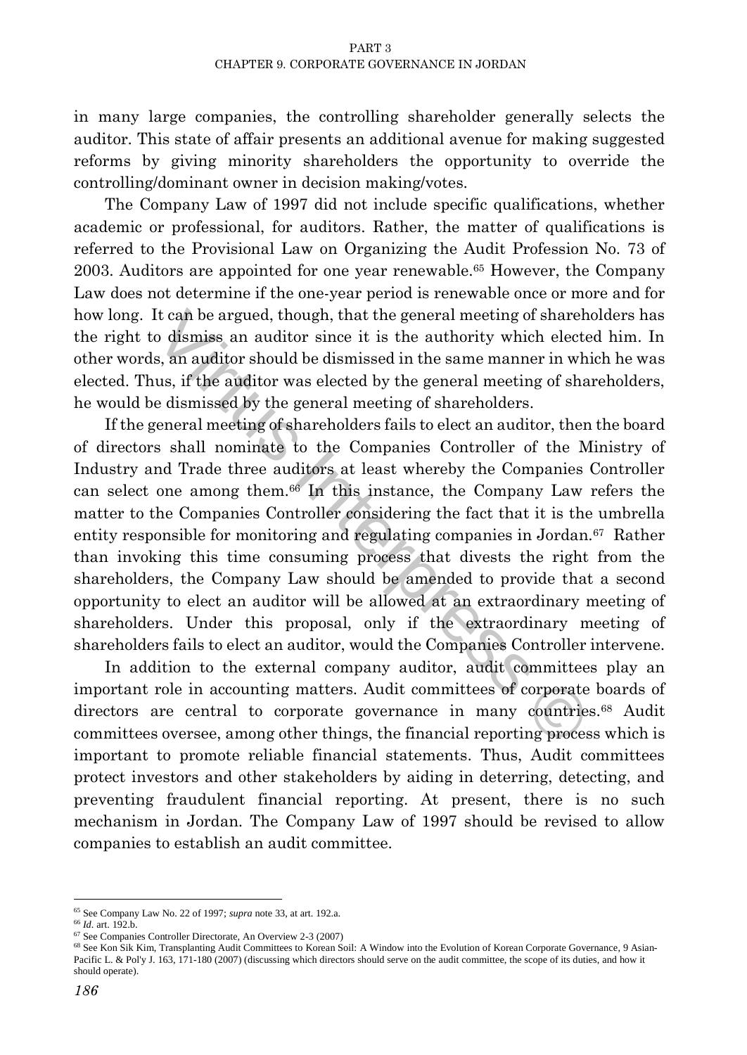in many large companies, the controlling shareholder generally selects the auditor. This state of affair presents an additional avenue for making suggested reforms by giving minority shareholders the opportunity to override the controlling/dominant owner in decision making/votes.

The Company Law of 1997 did not include specific qualifications, whether academic or professional, for auditors. Rather, the matter of qualifications is referred to the Provisional Law on Organizing the Audit Profession No. 73 of 2003. Auditors are appointed for one year renewable.[65] However, the Company Law does not determine if the one-year period is renewable once or more and for how long. It can be argued, though, that the general meeting of shareholders has the right to dismiss an auditor since it is the authority which elected him. In other words, an auditor should be dismissed in the same manner in which he was elected. Thus, if the auditor was elected by the general meeting of shareholders, he would be dismissed by the general meeting of shareholders.

If the general meeting of shareholders fails to elect an auditor, then the board of directors shall nominate to the Companies Controller of the Ministry of Industry and Trade three auditors at least whereby the Companies Controller can select one among them.[66] In this instance, the Company Law refers the matter to the Companies Controller considering the fact that it is the umbrella entity responsible for monitoring and regulating companies in Jordan.[67] Rather than invoking this time consuming process that divests the right from the shareholders, the Company Law should be amended to provide that a second opportunity to elect an auditor will be allowed at an extraordinary meeting of shareholders. Under this proposal, only if the extraordinary meeting of shareholders fails to elect an auditor, would the Companies Controller intervene.

In addition to the external company auditor, audit committees play an important role in accounting matters. Audit committees of corporate boards of directors are central to corporate governance in many countries.[68] Audit committees oversee, among other things, the financial reporting process which is important to promote reliable financial statements. Thus, Audit committees protect investors and other stakeholders by aiding in deterring, detecting, and preventing fraudulent financial reporting. At present, there is no such mechanism in Jordan. The Company Law of 1997 should be revised to allow companies to establish an audit committee.

---

[65] See Company Law No. 22 of 1997; *supra* note 33, at art. 192.a.

[66] *Id*. art. 192.b.

[67] See Companies Controller Directorate, An Overview 2-3 (2007)

[68] See Kon Sik Kim, Transplanting Audit Committees to Korean Soil: A Window into the Evolution of Korean Corporate Governance, 9 Asian-Pacific L. & Pol'y J. 163, 171-180 (2007) (discussing which directors should serve on the audit committee, the scope of its duties, and how it should operate).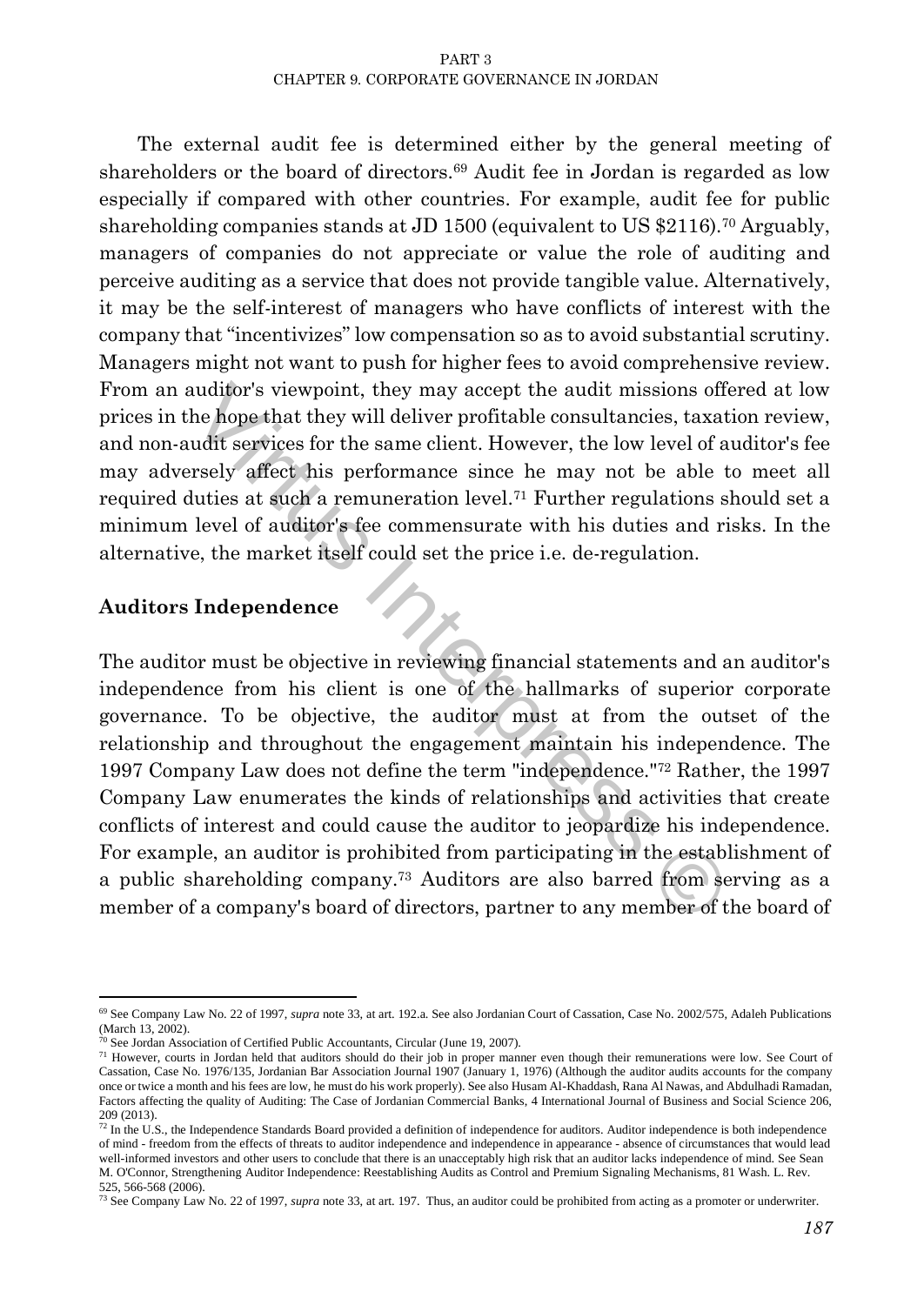The external audit fee is determined either by the general meeting of shareholders or the board of directors.[69] Audit fee in Jordan is regarded as low especially if compared with other countries. For example, audit fee for public shareholding companies stands at JD 1500 (equivalent to US $2116).[70] Arguably, managers of companies do not appreciate or value the role of auditing and perceive auditing as a service that does not provide tangible value. Alternatively, it may be the self-interest of managers who have conflicts of interest with the company that "incentivizes" low compensation so as to avoid substantial scrutiny. Managers might not want to push for higher fees to avoid comprehensive review. From an auditor's viewpoint, they may accept the audit missions offered at low prices in the hope that they will deliver profitable consultancies, taxation review, and non-audit services for the same client. However, the low level of auditor's fee may adversely affect his performance since he may not be able to meet all required duties at such a remuneration level.[71] Further regulations should set a minimum level of auditor's fee commensurate with his duties and risks. In the alternative, the market itself could set the price i.e. de-regulation.

## Auditors Independence

The auditor must be objective in reviewing financial statements and an auditor's independence from his client is one of the hallmarks of superior corporate governance. To be objective, the auditor must at from the outset of the relationship and throughout the engagement maintain his independence. The 1997 Company Law does not define the term "independence."[72] Rather, the 1997 Company Law enumerates the kinds of relationships and activities that create conflicts of interest and could cause the auditor to jeopardize his independence. For example, an auditor is prohibited from participating in the establishment of a public shareholding company.[73] Auditors are also barred from serving as a member of a company's board of directors, partner to any member of the board of

---

[69] See Company Law No. 22 of 1997, *supra* note 33, at art. 192.a. See also Jordanian Court of Cassation, Case No. 2002/575, Adaleh Publications (March 13, 2002).

[70] See Jordan Association of Certified Public Accountants, Circular (June 19, 2007).

[71] However, courts in Jordan held that auditors should do their job in proper manner even though their remunerations were low. See Court of Cassation, Case No. 1976/135, Jordanian Bar Association Journal 1907 (January 1, 1976) (Although the auditor audits accounts for the company once or twice a month and his fees are low, he must do his work properly). See also Husam Al-Khaddash, Rana Al Nawas, and Abdulhadi Ramadan, Factors affecting the quality of Auditing: The Case of Jordanian Commercial Banks, 4 International Journal of Business and Social Science 206, 209 (2013).

[72] In the U.S., the Independence Standards Board provided a definition of independence for auditors. Auditor independence is both independence of mind - freedom from the effects of threats to auditor independence and independence in appearance - absence of circumstances that would lead well-informed investors and other users to conclude that there is an unacceptably high risk that an auditor lacks independence of mind. See Sean M. O'Connor, Strengthening Auditor Independence: Reestablishing Audits as Control and Premium Signaling Mechanisms, 81 Wash. L. Rev. 525, 566-568 (2006).

[73] See Company Law No. 22 of 1997, *supra* note 33, at art. 197. Thus, an auditor could be prohibited from acting as a promoter or underwriter.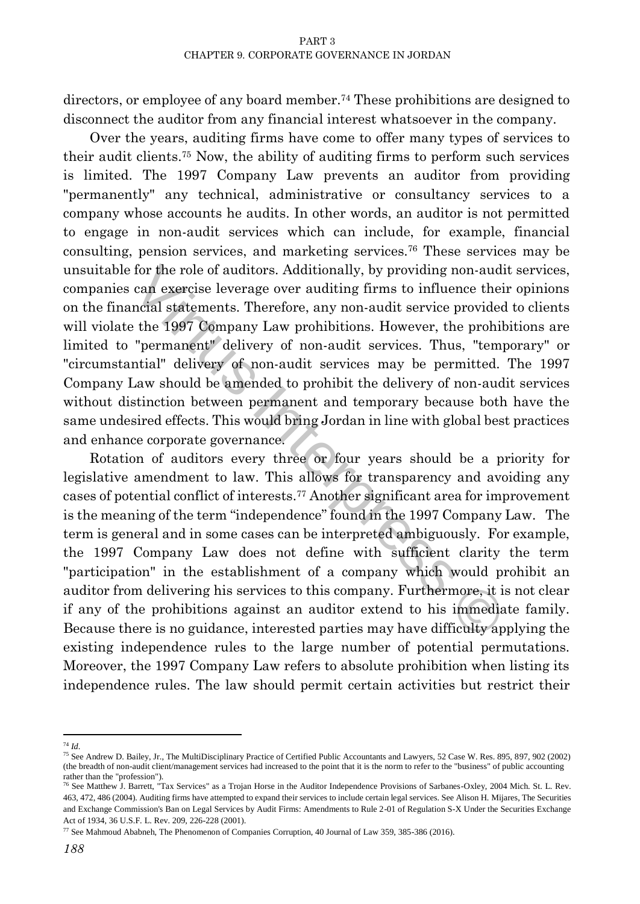directors, or employee of any board member.[74] These prohibitions are designed to disconnect the auditor from any financial interest whatsoever in the company.

Over the years, auditing firms have come to offer many types of services to their audit clients.[75] Now, the ability of auditing firms to perform such services is limited. The 1997 Company Law prevents an auditor from providing "permanently" any technical, administrative or consultancy services to a company whose accounts he audits. In other words, an auditor is not permitted to engage in non-audit services which can include, for example, financial consulting, pension services, and marketing services.[76] These services may be unsuitable for the role of auditors. Additionally, by providing non-audit services, companies can exercise leverage over auditing firms to influence their opinions on the financial statements. Therefore, any non-audit service provided to clients will violate the 1997 Company Law prohibitions. However, the prohibitions are limited to "permanent" delivery of non-audit services. Thus, "temporary" or "circumstantial" delivery of non-audit services may be permitted. The 1997 Company Law should be amended to prohibit the delivery of non-audit services without distinction between permanent and temporary because both have the same undesired effects. This would bring Jordan in line with global best practices and enhance corporate governance.

Rotation of auditors every three or four years should be a priority for legislative amendment to law. This allows for transparency and avoiding any cases of potential conflict of interests.[77] Another significant area for improvement is the meaning of the term "independence" found in the 1997 Company Law. The term is general and in some cases can be interpreted ambiguously. For example, the 1997 Company Law does not define with sufficient clarity the term "participation" in the establishment of a company which would prohibit an auditor from delivering his services to this company. Furthermore, it is not clear if any of the prohibitions against an auditor extend to his immediate family. Because there is no guidance, interested parties may have difficulty applying the existing independence rules to the large number of potential permutations. Moreover, the 1997 Company Law refers to absolute prohibition when listing its independence rules. The law should permit certain activities but restrict their

---

[74] *Id.*

[75] See Andrew D. Bailey, Jr., The MultiDisciplinary Practice of Certified Public Accountants and Lawyers, 52 Case W. Res. 895, 897, 902 (2002) (the breadth of non-audit client/management services had increased to the point that it is the norm to refer to the "business" of public accounting rather than the "profession").

[76] See Matthew J. Barrett, "Tax Services" as a Trojan Horse in the Auditor Independence Provisions of Sarbanes-Oxley, 2004 Mich. St. L. Rev. 463, 472, 486 (2004). Auditing firms have attempted to expand their services to include certain legal services. See Alison H. Mijares, The Securities and Exchange Commission's Ban on Legal Services by Audit Firms: Amendments to Rule 2-01 of Regulation S-X Under the Securities Exchange Act of 1934, 36 U.S.F. L. Rev. 209, 226-228 (2001).

[77] See Mahmoud Ababneh, The Phenomenon of Companies Corruption, 40 Journal of Law 359, 385-386 (2016).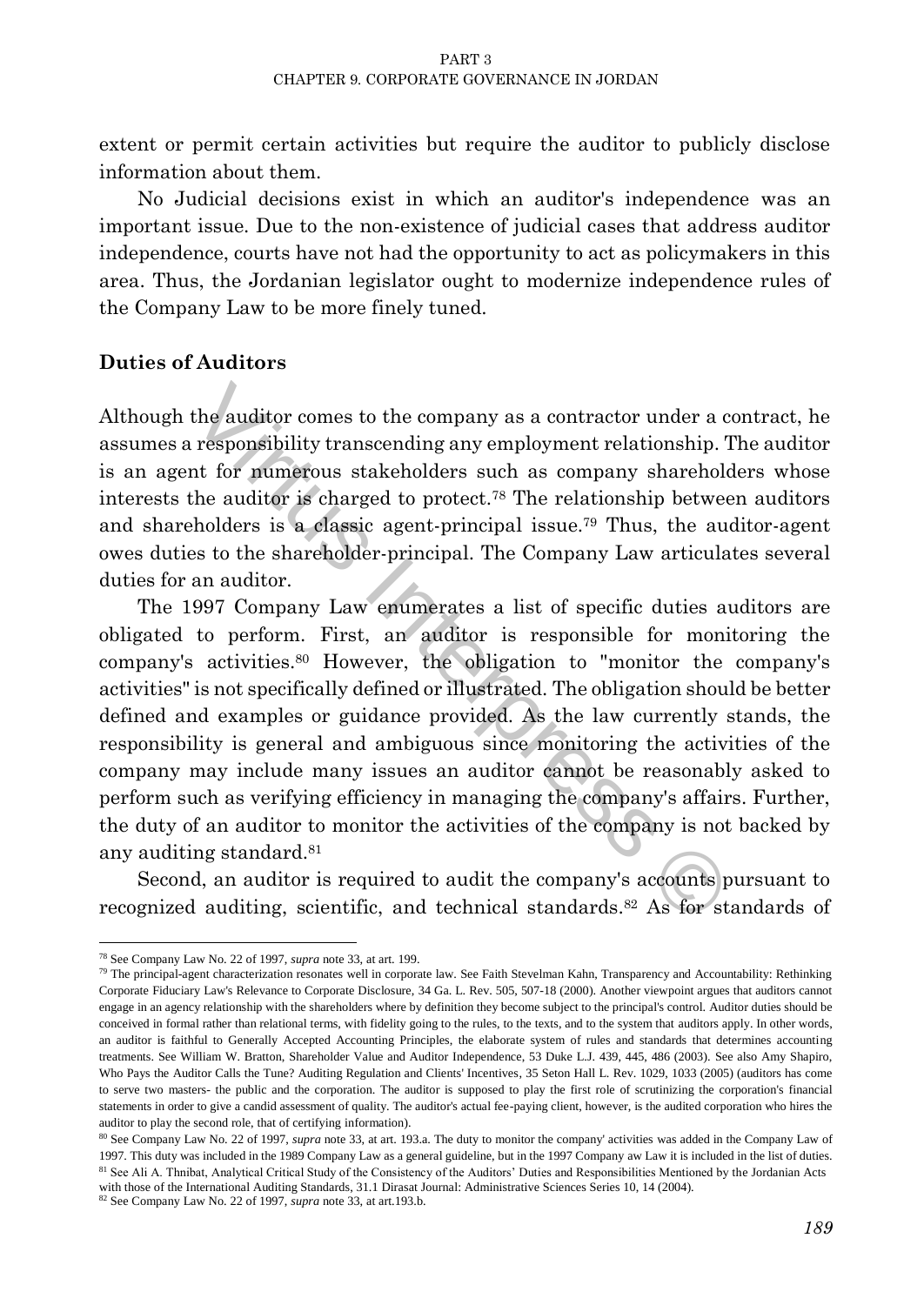extent or permit certain activities but require the auditor to publicly disclose information about them.

No Judicial decisions exist in which an auditor's independence was an important issue. Due to the non-existence of judicial cases that address auditor independence, courts have not had the opportunity to act as policymakers in this area. Thus, the Jordanian legislator ought to modernize independence rules of the Company Law to be more finely tuned.

## Duties of Auditors

Although the auditor comes to the company as a contractor under a contract, he assumes a responsibility transcending any employment relationship. The auditor is an agent for numerous stakeholders such as company shareholders whose interests the auditor is charged to protect.[78] The relationship between auditors and shareholders is a classic agent-principal issue.[79] Thus, the auditor-agent owes duties to the shareholder-principal. The Company Law articulates several duties for an auditor.

The 1997 Company Law enumerates a list of specific duties auditors are obligated to perform. First, an auditor is responsible for monitoring the company's activities.[80] However, the obligation to "monitor the company's activities" is not specifically defined or illustrated. The obligation should be better defined and examples or guidance provided. As the law currently stands, the responsibility is general and ambiguous since monitoring the activities of the company may include many issues an auditor cannot be reasonably asked to perform such as verifying efficiency in managing the company's affairs. Further, the duty of an auditor to monitor the activities of the company is not backed by any auditing standard.[81]

Second, an auditor is required to audit the company's accounts pursuant to recognized auditing, scientific, and technical standards.[82] As for standards of

---

[78] See Company Law No. 22 of 1997, *supra* note 33, at art. 199.

[79] The principal-agent characterization resonates well in corporate law. See Faith Stevelman Kahn, Transparency and Accountability: Rethinking Corporate Fiduciary Law's Relevance to Corporate Disclosure, 34 Ga. L. Rev. 505, 507-18 (2000). Another viewpoint argues that auditors cannot engage in an agency relationship with the shareholders where by definition they become subject to the principal's control. Auditor duties should be conceived in formal rather than relational terms, with fidelity going to the rules, to the texts, and to the system that auditors apply. In other words, an auditor is faithful to Generally Accepted Accounting Principles, the elaborate system of rules and standards that determines accounting treatments. See William W. Bratton, Shareholder Value and Auditor Independence, 53 Duke L.J. 439, 445, 486 (2003). See also Amy Shapiro, Who Pays the Auditor Calls the Tune? Auditing Regulation and Clients' Incentives, 35 Seton Hall L. Rev. 1029, 1033 (2005) (auditors has come to serve two masters- the public and the corporation. The auditor is supposed to play the first role of scrutinizing the corporation's financial statements in order to give a candid assessment of quality. The auditor's actual fee-paying client, however, is the audited corporation who hires the auditor to play the second role, that of certifying information).

[80] See Company Law No. 22 of 1997, *supra* note 33, at art. 193.a. The duty to monitor the company' activities was added in the Company Law of 1997. This duty was included in the 1989 Company Law as a general guideline, but in the 1997 Company aw Law it is included in the list of duties.

[81] See Ali A. Thnibat, Analytical Critical Study of the Consistency of the Auditors' Duties and Responsibilities Mentioned by the Jordanian Acts with those of the International Auditing Standards, 31.1 Dirasat Journal: Administrative Sciences Series 10, 14 (2004).

[82] See Company Law No. 22 of 1997, *supra* note 33, at art.193.b.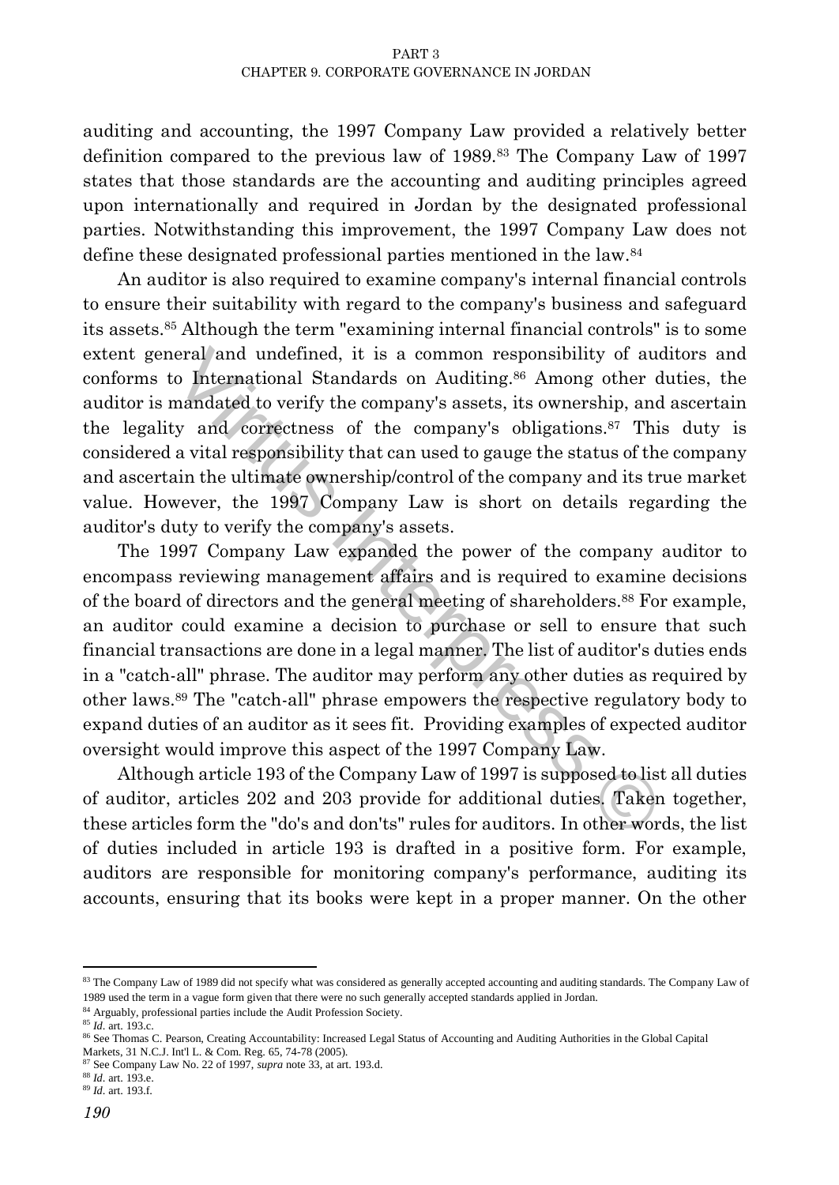auditing and accounting, the 1997 Company Law provided a relatively better definition compared to the previous law of 1989.[83] The Company Law of 1997 states that those standards are the accounting and auditing principles agreed upon internationally and required in Jordan by the designated professional parties. Notwithstanding this improvement, the 1997 Company Law does not define these designated professional parties mentioned in the law.[84]

An auditor is also required to examine company's internal financial controls to ensure their suitability with regard to the company's business and safeguard its assets.[85] Although the term "examining internal financial controls" is to some extent general and undefined, it is a common responsibility of auditors and conforms to International Standards on Auditing.[86] Among other duties, the auditor is mandated to verify the company's assets, its ownership, and ascertain the legality and correctness of the company's obligations.[87] This duty is considered a vital responsibility that can used to gauge the status of the company and ascertain the ultimate ownership/control of the company and its true market value. However, the 1997 Company Law is short on details regarding the auditor's duty to verify the company's assets.

The 1997 Company Law expanded the power of the company auditor to encompass reviewing management affairs and is required to examine decisions of the board of directors and the general meeting of shareholders.[88] For example, an auditor could examine a decision to purchase or sell to ensure that such financial transactions are done in a legal manner. The list of auditor's duties ends in a "catch-all" phrase. The auditor may perform any other duties as required by other laws.[89] The "catch-all" phrase empowers the respective regulatory body to expand duties of an auditor as it sees fit. Providing examples of expected auditor oversight would improve this aspect of the 1997 Company Law.

Although article 193 of the Company Law of 1997 is supposed to list all duties of auditor, articles 202 and 203 provide for additional duties. Taken together, these articles form the "do's and don'ts" rules for auditors. In other words, the list of duties included in article 193 is drafted in a positive form. For example, auditors are responsible for monitoring company's performance, auditing its accounts, ensuring that its books were kept in a proper manner. On the other

---

[83] The Company Law of 1989 did not specify what was considered as generally accepted accounting and auditing standards. The Company Law of 1989 used the term in a vague form given that there were no such generally accepted standards applied in Jordan.

[84] Arguably, professional parties include the Audit Profession Society.

[85] *Id*. art. 193.c.

[86] See Thomas C. Pearson, Creating Accountability: Increased Legal Status of Accounting and Auditing Authorities in the Global Capital Markets, 31 N.C.J. Int'l L. & Com. Reg. 65, 74-78 (2005).

[87] See Company Law No. 22 of 1997, *supra* note 33, at art. 193.d.

[88] *Id*. art. 193.e.

[89] *Id*. art. 193.f.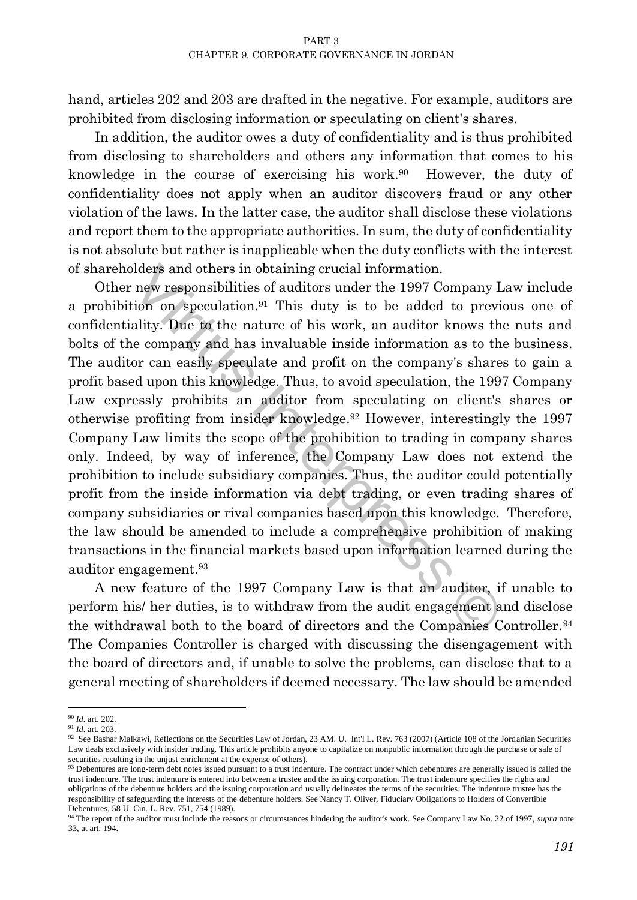hand, articles 202 and 203 are drafted in the negative. For example, auditors are prohibited from disclosing information or speculating on client's shares.

In addition, the auditor owes a duty of confidentiality and is thus prohibited from disclosing to shareholders and others any information that comes to his knowledge in the course of exercising his work.[90] However, the duty of confidentiality does not apply when an auditor discovers fraud or any other violation of the laws. In the latter case, the auditor shall disclose these violations and report them to the appropriate authorities. In sum, the duty of confidentiality is not absolute but rather is inapplicable when the duty conflicts with the interest of shareholders and others in obtaining crucial information.

Other new responsibilities of auditors under the 1997 Company Law include a prohibition on speculation.[91] This duty is to be added to previous one of confidentiality. Due to the nature of his work, an auditor knows the nuts and bolts of the company and has invaluable inside information as to the business. The auditor can easily speculate and profit on the company's shares to gain a profit based upon this knowledge. Thus, to avoid speculation, the 1997 Company Law expressly prohibits an auditor from speculating on client's shares or otherwise profiting from insider knowledge.[92] However, interestingly the 1997 Company Law limits the scope of the prohibition to trading in company shares only. Indeed, by way of inference, the Company Law does not extend the prohibition to include subsidiary companies. Thus, the auditor could potentially profit from the inside information via debt trading, or even trading shares of company subsidiaries or rival companies based upon this knowledge. Therefore, the law should be amended to include a comprehensive prohibition of making transactions in the financial markets based upon information learned during the auditor engagement.[93]

A new feature of the 1997 Company Law is that an auditor, if unable to perform his/ her duties, is to withdraw from the audit engagement and disclose the withdrawal both to the board of directors and the Companies Controller.[94] The Companies Controller is charged with discussing the disengagement with the board of directors and, if unable to solve the problems, can disclose that to a general meeting of shareholders if deemed necessary. The law should be amended

---

[90] *Id*. art. 202.

[91] *Id*. art. 203.

[92] See Bashar Malkawi, Reflections on the Securities Law of Jordan, 23 AM. U. Int'l L. Rev. 763 (2007) (Article 108 of the Jordanian Securities Law deals exclusively with insider trading. This article prohibits anyone to capitalize on nonpublic information through the purchase or sale of securities resulting in the unjust enrichment at the expense of others).

[93] Debentures are long-term debt notes issued pursuant to a trust indenture. The contract under which debentures are generally issued is called the trust indenture. The trust indenture is entered into between a trustee and the issuing corporation. The trust indenture specifies the rights and obligations of the debenture holders and the issuing corporation and usually delineates the terms of the securities. The indenture trustee has the responsibility of safeguarding the interests of the debenture holders. See Nancy T. Oliver, Fiduciary Obligations to Holders of Convertible Debentures, 58 U. Cin. L. Rev. 751, 754 (1989).

[94] The report of the auditor must include the reasons or circumstances hindering the auditor's work. See Company Law No. 22 of 1997, *supra* note 33, at art. 194.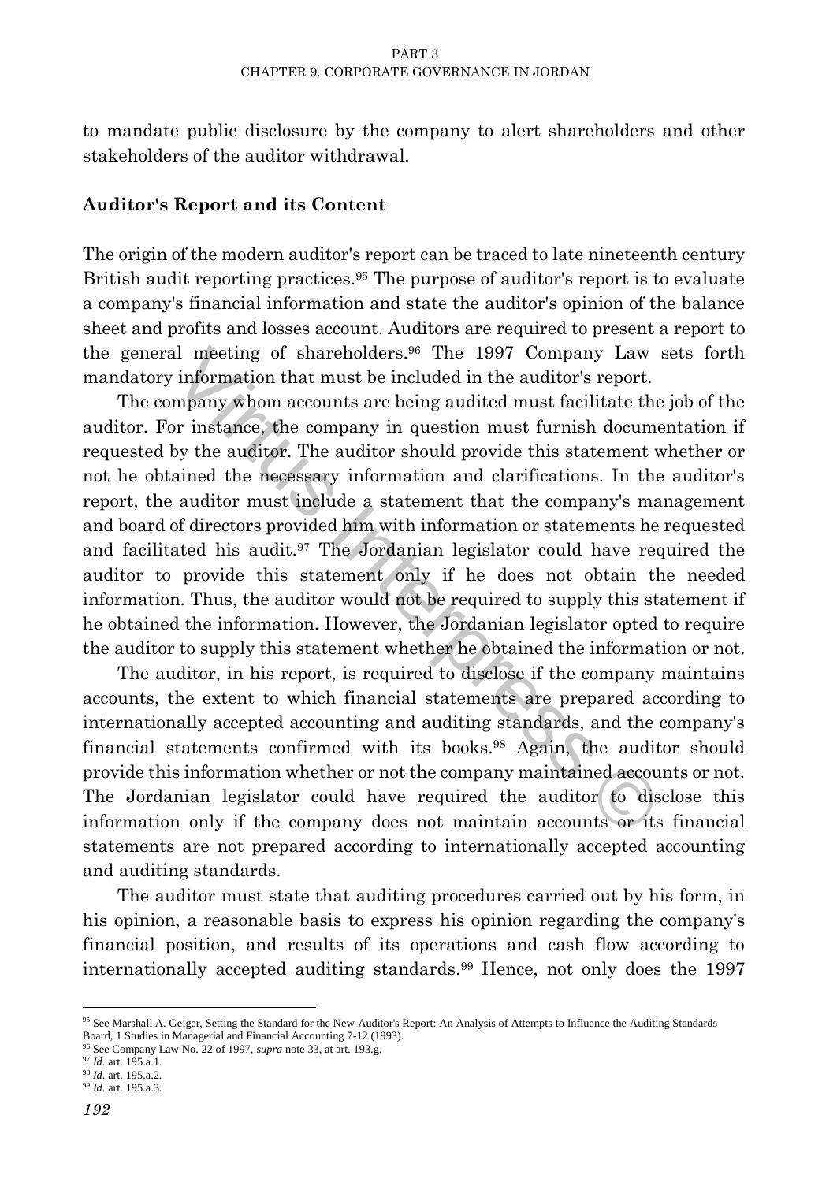to mandate public disclosure by the company to alert shareholders and other stakeholders of the auditor withdrawal.

### Auditor's Report and its Content

The origin of the modern auditor's report can be traced to late nineteenth century British audit reporting practices.[95] The purpose of auditor's report is to evaluate a company's financial information and state the auditor's opinion of the balance sheet and profits and losses account. Auditors are required to present a report to the general meeting of shareholders.[96] The 1997 Company Law sets forth mandatory information that must be included in the auditor's report.

The company whom accounts are being audited must facilitate the job of the auditor. For instance, the company in question must furnish documentation if requested by the auditor. The auditor should provide this statement whether or not he obtained the necessary information and clarifications. In the auditor's report, the auditor must include a statement that the company's management and board of directors provided him with information or statements he requested and facilitated his audit.[97] The Jordanian legislator could have required the auditor to provide this statement only if he does not obtain the needed information. Thus, the auditor would not be required to supply this statement if he obtained the information. However, the Jordanian legislator opted to require the auditor to supply this statement whether he obtained the information or not.

The auditor, in his report, is required to disclose if the company maintains accounts, the extent to which financial statements are prepared according to internationally accepted accounting and auditing standards, and the company's financial statements confirmed with its books.[98] Again, the auditor should provide this information whether or not the company maintained accounts or not. The Jordanian legislator could have required the auditor to disclose this information only if the company does not maintain accounts or its financial statements are not prepared according to internationally accepted accounting and auditing standards.

The auditor must state that auditing procedures carried out by his form, in his opinion, a reasonable basis to express his opinion regarding the company's financial position, and results of its operations and cash flow according to internationally accepted auditing standards.[99] Hence, not only does the 1997

---

[95] See Marshall A. Geiger, Setting the Standard for the New Auditor's Report: An Analysis of Attempts to Influence the Auditing Standards Board, 1 Studies in Managerial and Financial Accounting 7-12 (1993).

[96] See Company Law No. 22 of 1997, *supra* note 33, at art. 193.g.

[97] *Id.* art. 195.a.1.

[98] *Id.* art. 195.a.2.

[99] *Id.* art. 195.a.3.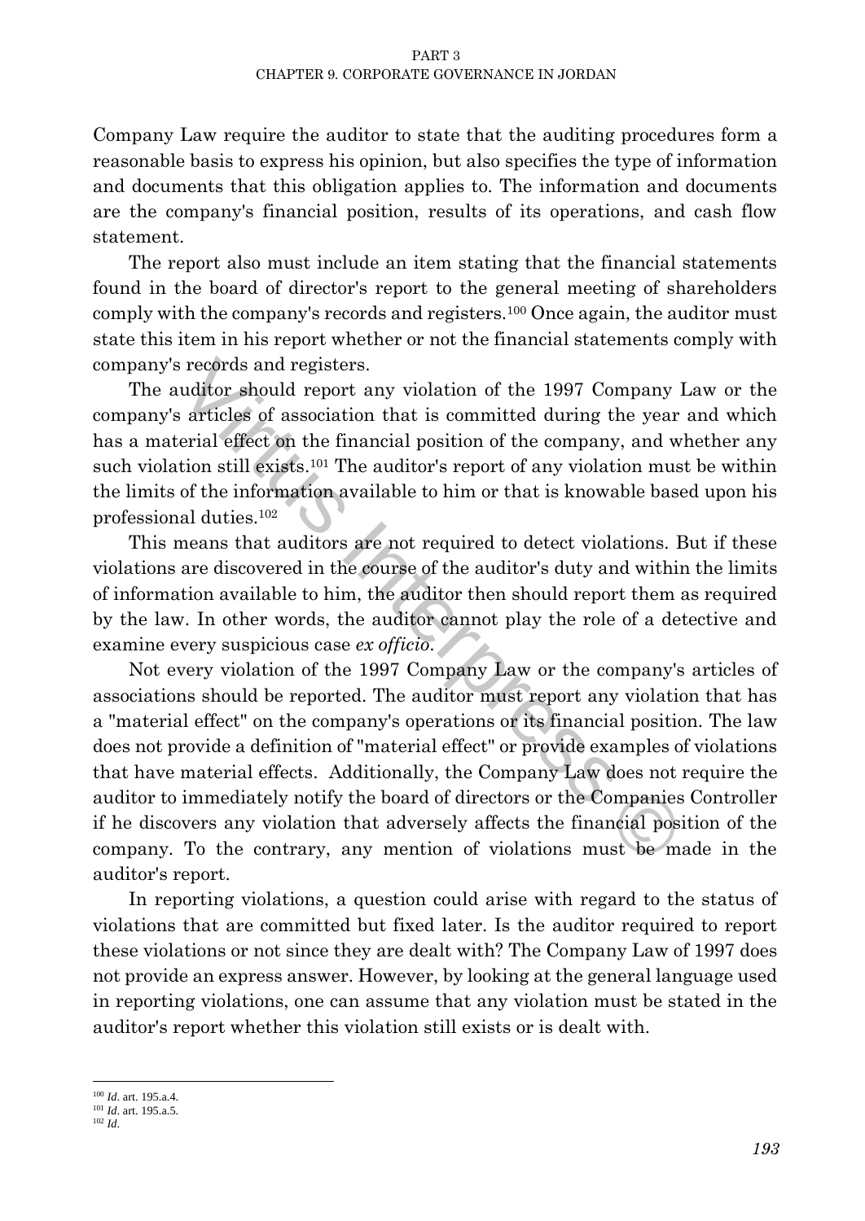Company Law require the auditor to state that the auditing procedures form a reasonable basis to express his opinion, but also specifies the type of information and documents that this obligation applies to. The information and documents are the company's financial position, results of its operations, and cash flow statement.

The report also must include an item stating that the financial statements found in the board of director's report to the general meeting of shareholders comply with the company's records and registers.[100] Once again, the auditor must state this item in his report whether or not the financial statements comply with company's records and registers.

The auditor should report any violation of the 1997 Company Law or the company's articles of association that is committed during the year and which has a material effect on the financial position of the company, and whether any such violation still exists.[101] The auditor's report of any violation must be within the limits of the information available to him or that is knowable based upon his professional duties.[102]

This means that auditors are not required to detect violations. But if these violations are discovered in the course of the auditor's duty and within the limits of information available to him, the auditor then should report them as required by the law. In other words, the auditor cannot play the role of a detective and examine every suspicious case *ex officio*.

Not every violation of the 1997 Company Law or the company's articles of associations should be reported. The auditor must report any violation that has a "material effect" on the company's operations or its financial position. The law does not provide a definition of "material effect" or provide examples of violations that have material effects. Additionally, the Company Law does not require the auditor to immediately notify the board of directors or the Companies Controller if he discovers any violation that adversely affects the financial position of the company. To the contrary, any mention of violations must be made in the auditor's report.

In reporting violations, a question could arise with regard to the status of violations that are committed but fixed later. Is the auditor required to report these violations or not since they are dealt with? The Company Law of 1997 does not provide an express answer. However, by looking at the general language used in reporting violations, one can assume that any violation must be stated in the auditor's report whether this violation still exists or is dealt with.

---

[100] *Id.* art. 195.a.4.

[101] *Id.* art. 195.a.5.

[102] *Id.*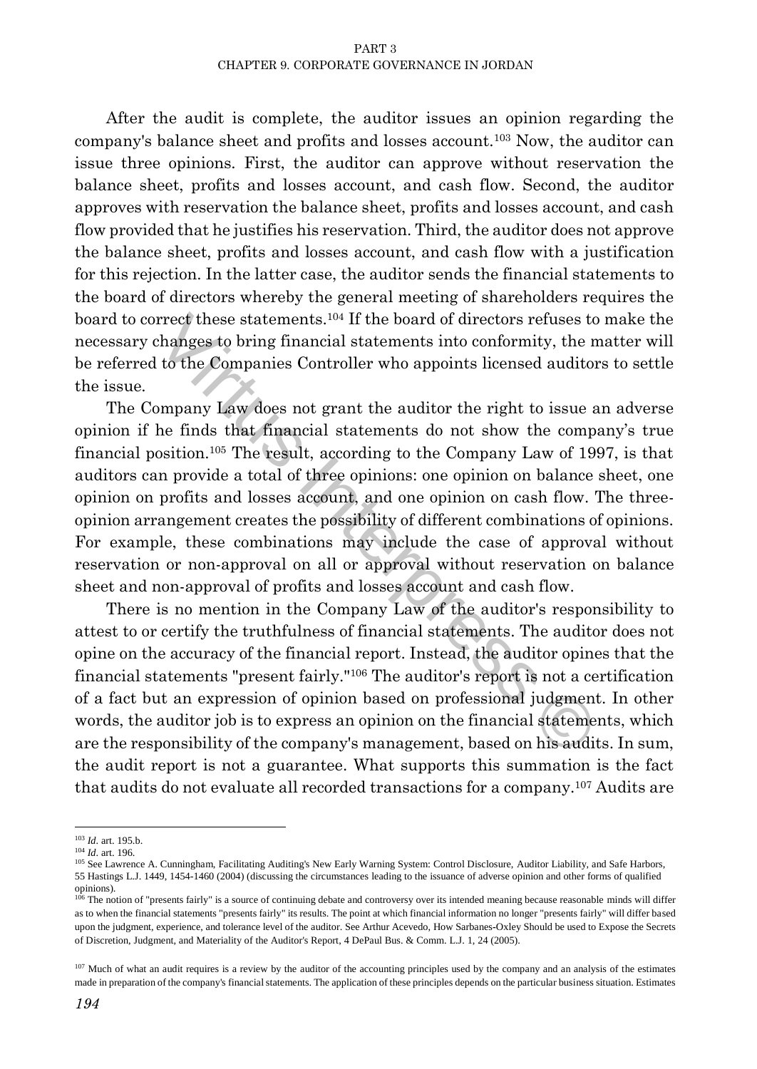After the audit is complete, the auditor issues an opinion regarding the company's balance sheet and profits and losses account.[103] Now, the auditor can issue three opinions. First, the auditor can approve without reservation the balance sheet, profits and losses account, and cash flow. Second, the auditor approves with reservation the balance sheet, profits and losses account, and cash flow provided that he justifies his reservation. Third, the auditor does not approve the balance sheet, profits and losses account, and cash flow with a justification for this rejection. In the latter case, the auditor sends the financial statements to the board of directors whereby the general meeting of shareholders requires the board to correct these statements.[104] If the board of directors refuses to make the necessary changes to bring financial statements into conformity, the matter will be referred to the Companies Controller who appoints licensed auditors to settle the issue.

The Company Law does not grant the auditor the right to issue an adverse opinion if he finds that financial statements do not show the company's true financial position.[105] The result, according to the Company Law of 1997, is that auditors can provide a total of three opinions: one opinion on balance sheet, one opinion on profits and losses account, and one opinion on cash flow. The three-opinion arrangement creates the possibility of different combinations of opinions. For example, these combinations may include the case of approval without reservation or non-approval on all or approval without reservation on balance sheet and non-approval of profits and losses account and cash flow.

There is no mention in the Company Law of the auditor's responsibility to attest to or certify the truthfulness of financial statements. The auditor does not opine on the accuracy of the financial report. Instead, the auditor opines that the financial statements "present fairly."[106] The auditor's report is not a certification of a fact but an expression of opinion based on professional judgment. In other words, the auditor job is to express an opinion on the financial statements, which are the responsibility of the company's management, based on his audits. In sum, the audit report is not a guarantee. What supports this summation is the fact that audits do not evaluate all recorded transactions for a company.[107] Audits are

---

[103] *Id.* art. 195.b.

[104] *Id.* art. 196.

[105] See Lawrence A. Cunningham, Facilitating Auditing's New Early Warning System: Control Disclosure, Auditor Liability, and Safe Harbors, 55 Hastings L.J. 1449, 1454-1460 (2004) (discussing the circumstances leading to the issuance of adverse opinion and other forms of qualified opinions).

[106] The notion of "presents fairly" is a source of continuing debate and controversy over its intended meaning because reasonable minds will differ as to when the financial statements "presents fairly" its results. The point at which financial information no longer "presents fairly" will differ based upon the judgment, experience, and tolerance level of the auditor. See Arthur Acevedo, How Sarbanes-Oxley Should be used to Expose the Secrets of Discretion, Judgment, and Materiality of the Auditor's Report, 4 DePaul Bus. & Comm. L.J. 1, 24 (2005).

[107] Much of what an audit requires is a review by the auditor of the accounting principles used by the company and an analysis of the estimates made in preparation of the company's financial statements. The application of these principles depends on the particular business situation. Estimates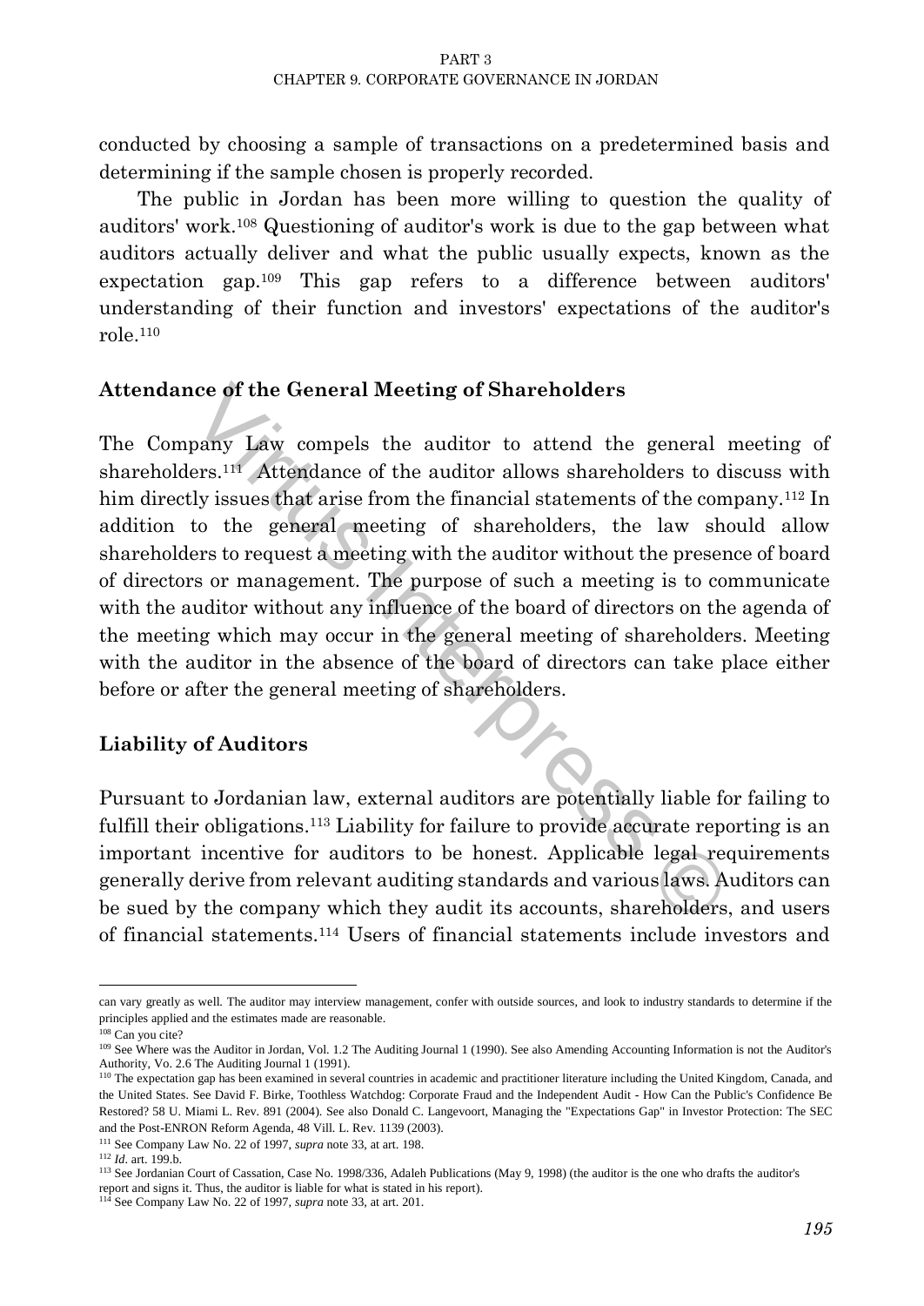conducted by choosing a sample of transactions on a predetermined basis and determining if the sample chosen is properly recorded.

The public in Jordan has been more willing to question the quality of auditors' work.[108] Questioning of auditor's work is due to the gap between what auditors actually deliver and what the public usually expects, known as the expectation gap.[109] This gap refers to a difference between auditors' understanding of their function and investors' expectations of the auditor's role.[110]

## Attendance of the General Meeting of Shareholders

The Company Law compels the auditor to attend the general meeting of shareholders.[111] Attendance of the auditor allows shareholders to discuss with him directly issues that arise from the financial statements of the company.[112] In addition to the general meeting of shareholders, the law should allow shareholders to request a meeting with the auditor without the presence of board of directors or management. The purpose of such a meeting is to communicate with the auditor without any influence of the board of directors on the agenda of the meeting which may occur in the general meeting of shareholders. Meeting with the auditor in the absence of the board of directors can take place either before or after the general meeting of shareholders.

## Liability of Auditors

Pursuant to Jordanian law, external auditors are potentially liable for failing to fulfill their obligations.[113] Liability for failure to provide accurate reporting is an important incentive for auditors to be honest. Applicable legal requirements generally derive from relevant auditing standards and various laws. Auditors can be sued by the company which they audit its accounts, shareholders, and users of financial statements.[114] Users of financial statements include investors and

---

can vary greatly as well. The auditor may interview management, confer with outside sources, and look to industry standards to determine if the principles applied and the estimates made are reasonable.

[108] Can you cite?

[109] See Where was the Auditor in Jordan, Vol. 1.2 The Auditing Journal 1 (1990). See also Amending Accounting Information is not the Auditor's Authority, Vo. 2.6 The Auditing Journal 1 (1991).

[110] The expectation gap has been examined in several countries in academic and practitioner literature including the United Kingdom, Canada, and the United States. See David F. Birke, Toothless Watchdog: Corporate Fraud and the Independent Audit - How Can the Public's Confidence Be Restored? 58 U. Miami L. Rev. 891 (2004). See also Donald C. Langevoort, Managing the "Expectations Gap" in Investor Protection: The SEC and the Post-ENRON Reform Agenda, 48 Vill. L. Rev. 1139 (2003).

[111] See Company Law No. 22 of 1997, *supra* note 33, at art. 198.

[112] *Id.* art. 199.b.

[113] See Jordanian Court of Cassation, Case No. 1998/336, Adaleh Publications (May 9, 1998) (the auditor is the one who drafts the auditor's report and signs it. Thus, the auditor is liable for what is stated in his report).

[114] See Company Law No. 22 of 1997, *supra* note 33, at art. 201.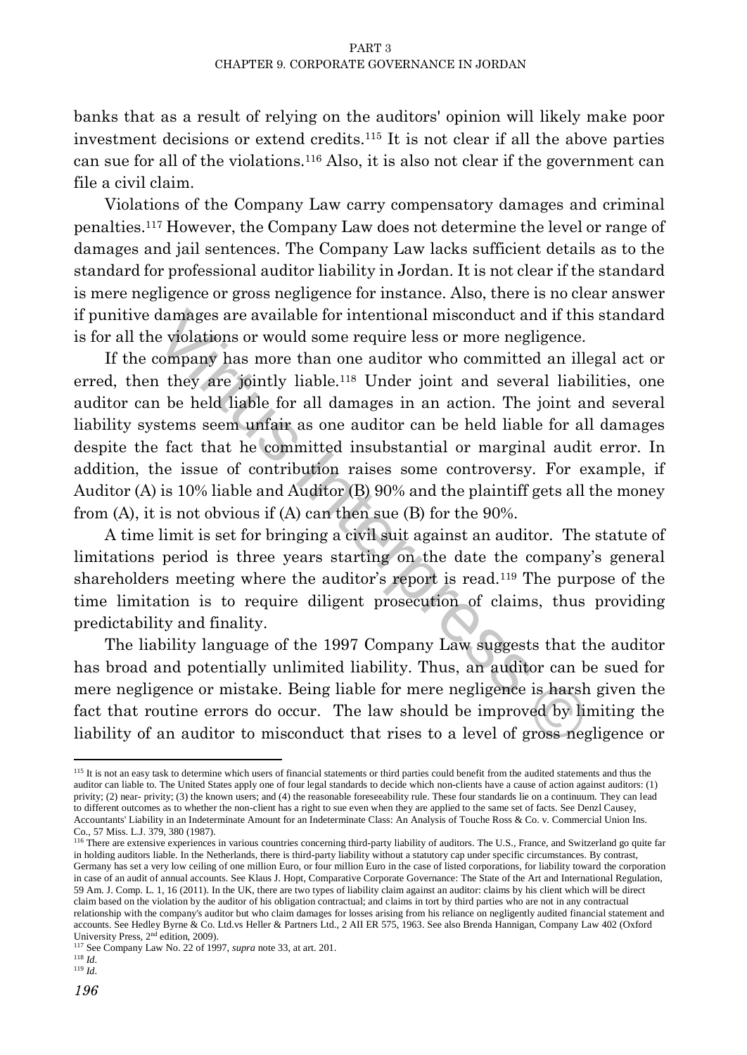banks that as a result of relying on the auditors' opinion will likely make poor investment decisions or extend credits.[115] It is not clear if all the above parties can sue for all of the violations.[116] Also, it is also not clear if the government can file a civil claim.

Violations of the Company Law carry compensatory damages and criminal penalties.[117] However, the Company Law does not determine the level or range of damages and jail sentences. The Company Law lacks sufficient details as to the standard for professional auditor liability in Jordan. It is not clear if the standard is mere negligence or gross negligence for instance. Also, there is no clear answer if punitive damages are available for intentional misconduct and if this standard is for all the violations or would some require less or more negligence.

If the company has more than one auditor who committed an illegal act or erred, then they are jointly liable.[118] Under joint and several liabilities, one auditor can be held liable for all damages in an action. The joint and several liability systems seem unfair as one auditor can be held liable for all damages despite the fact that he committed insubstantial or marginal audit error. In addition, the issue of contribution raises some controversy. For example, if Auditor (A) is 10% liable and Auditor (B) 90% and the plaintiff gets all the money from (A), it is not obvious if (A) can then sue (B) for the 90%.

A time limit is set for bringing a civil suit against an auditor. The statute of limitations period is three years starting on the date the company's general shareholders meeting where the auditor's report is read.[119] The purpose of the time limitation is to require diligent prosecution of claims, thus providing predictability and finality.

The liability language of the 1997 Company Law suggests that the auditor has broad and potentially unlimited liability. Thus, an auditor can be sued for mere negligence or mistake. Being liable for mere negligence is harsh given the fact that routine errors do occur. The law should be improved by limiting the liability of an auditor to misconduct that rises to a level of gross negligence or

---

[115] It is not an easy task to determine which users of financial statements or third parties could benefit from the audited statements and thus the auditor can liable to. The United States apply one of four legal standards to decide which non-clients have a cause of action against auditors: (1) privity; (2) near- privity; (3) the known users; and (4) the reasonable foreseeability rule. These four standards lie on a continuum. They can lead to different outcomes as to whether the non-client has a right to sue even when they are applied to the same set of facts. See Denzl Causey, Accountants' Liability in an Indeterminate Amount for an Indeterminate Class: An Analysis of Touche Ross & Co. v. Commercial Union Ins. Co., 57 Miss. L.J. 379, 380 (1987).

[116] There are extensive experiences in various countries concerning third-party liability of auditors. The U.S., France, and Switzerland go quite far in holding auditors liable. In the Netherlands, there is third-party liability without a statutory cap under specific circumstances. By contrast, Germany has set a very low ceiling of one million Euro, or four million Euro in the case of listed corporations, for liability toward the corporation in case of an audit of annual accounts. See Klaus J. Hopt, Comparative Corporate Governance: The State of the Art and International Regulation, 59 Am. J. Comp. L. 1, 16 (2011). In the UK, there are two types of liability claim against an auditor: claims by his client which will be direct claim based on the violation by the auditor of his obligation contractual; and claims in tort by third parties who are not in any contractual relationship with the company's auditor but who claim damages for losses arising from his reliance on negligently audited financial statement and accounts. See Hedley Byrne & Co. Ltd.vs Heller & Partners Ltd., 2 AII ER 575, 1963. See also Brenda Hannigan, Company Law 402 (Oxford University Press, 2nd edition, 2009).

[117] See Company Law No. 22 of 1997, *supra* note 33, at art. 201.

[118] *Id.*

[119] *Id.*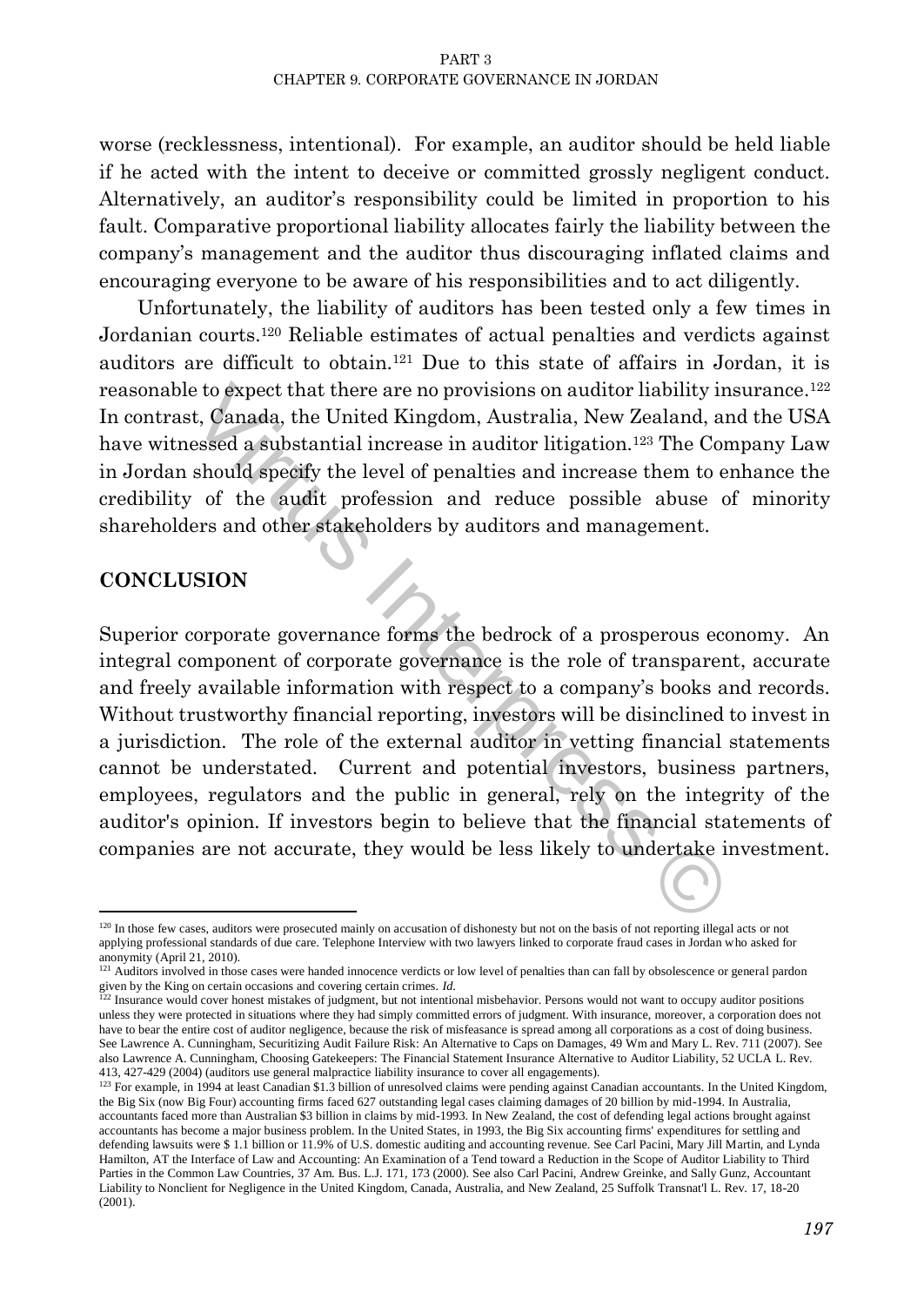worse (recklessness, intentional). For example, an auditor should be held liable if he acted with the intent to deceive or committed grossly negligent conduct. Alternatively, an auditor's responsibility could be limited in proportion to his fault. Comparative proportional liability allocates fairly the liability between the company's management and the auditor thus discouraging inflated claims and encouraging everyone to be aware of his responsibilities and to act diligently.

Unfortunately, the liability of auditors has been tested only a few times in Jordanian courts.[120] Reliable estimates of actual penalties and verdicts against auditors are difficult to obtain.[121] Due to this state of affairs in Jordan, it is reasonable to expect that there are no provisions on auditor liability insurance.[122] In contrast, Canada, the United Kingdom, Australia, New Zealand, and the USA have witnessed a substantial increase in auditor litigation.[123] The Company Law in Jordan should specify the level of penalties and increase them to enhance the credibility of the audit profession and reduce possible abuse of minority shareholders and other stakeholders by auditors and management.

## CONCLUSION

Superior corporate governance forms the bedrock of a prosperous economy. An integral component of corporate governance is the role of transparent, accurate and freely available information with respect to a company's books and records. Without trustworthy financial reporting, investors will be disinclined to invest in a jurisdiction. The role of the external auditor in vetting financial statements cannot be understated. Current and potential investors, business partners, employees, regulators and the public in general, rely on the integrity of the auditor's opinion. If investors begin to believe that the financial statements of companies are not accurate, they would be less likely to undertake investment.

---

[120] In those few cases, auditors were prosecuted mainly on accusation of dishonesty but not on the basis of not reporting illegal acts or not applying professional standards of due care. Telephone Interview with two lawyers linked to corporate fraud cases in Jordan who asked for anonymity (April 21, 2010).

[121] Auditors involved in those cases were handed innocence verdicts or low level of penalties than can fall by obsolescence or general pardon given by the King on certain occasions and covering certain crimes. *Id.*

[122] Insurance would cover honest mistakes of judgment, but not intentional misbehavior. Persons would not want to occupy auditor positions unless they were protected in situations where they had simply committed errors of judgment. With insurance, moreover, a corporation does not have to bear the entire cost of auditor negligence, because the risk of misfeasance is spread among all corporations as a cost of doing business. See Lawrence A. Cunningham, Securitizing Audit Failure Risk: An Alternative to Caps on Damages, 49 Wm and Mary L. Rev. 711 (2007). See also Lawrence A. Cunningham, Choosing Gatekeepers: The Financial Statement Insurance Alternative to Auditor Liability, 52 UCLA L. Rev. 413, 427-429 (2004) (auditors use general malpractice liability insurance to cover all engagements).

[123] For example, in 1994 at least Canadian $1.3 billion of unresolved claims were pending against Canadian accountants. In the United Kingdom, the Big Six (now Big Four) accounting firms faced 627 outstanding legal cases claiming damages of 20 billion by mid-1994. In Australia, accountants faced more than Australian $3 billion in claims by mid-1993. In New Zealand, the cost of defending legal actions brought against accountants has become a major business problem. In the United States, in 1993, the Big Six accounting firms' expenditures for settling and defending lawsuits were $ 1.1 billion or 11.9% of U.S. domestic auditing and accounting revenue. See Carl Pacini, Mary Jill Martin, and Lynda Hamilton, AT the Interface of Law and Accounting: An Examination of a Tend toward a Reduction in the Scope of Auditor Liability to Third Parties in the Common Law Countries, 37 Am. Bus. L.J. 171, 173 (2000). See also Carl Pacini, Andrew Greinke, and Sally Gunz, Accountant Liability to Nonclient for Negligence in the United Kingdom, Canada, Australia, and New Zealand, 25 Suffolk Transnat'l L. Rev. 17, 18-20 (2001).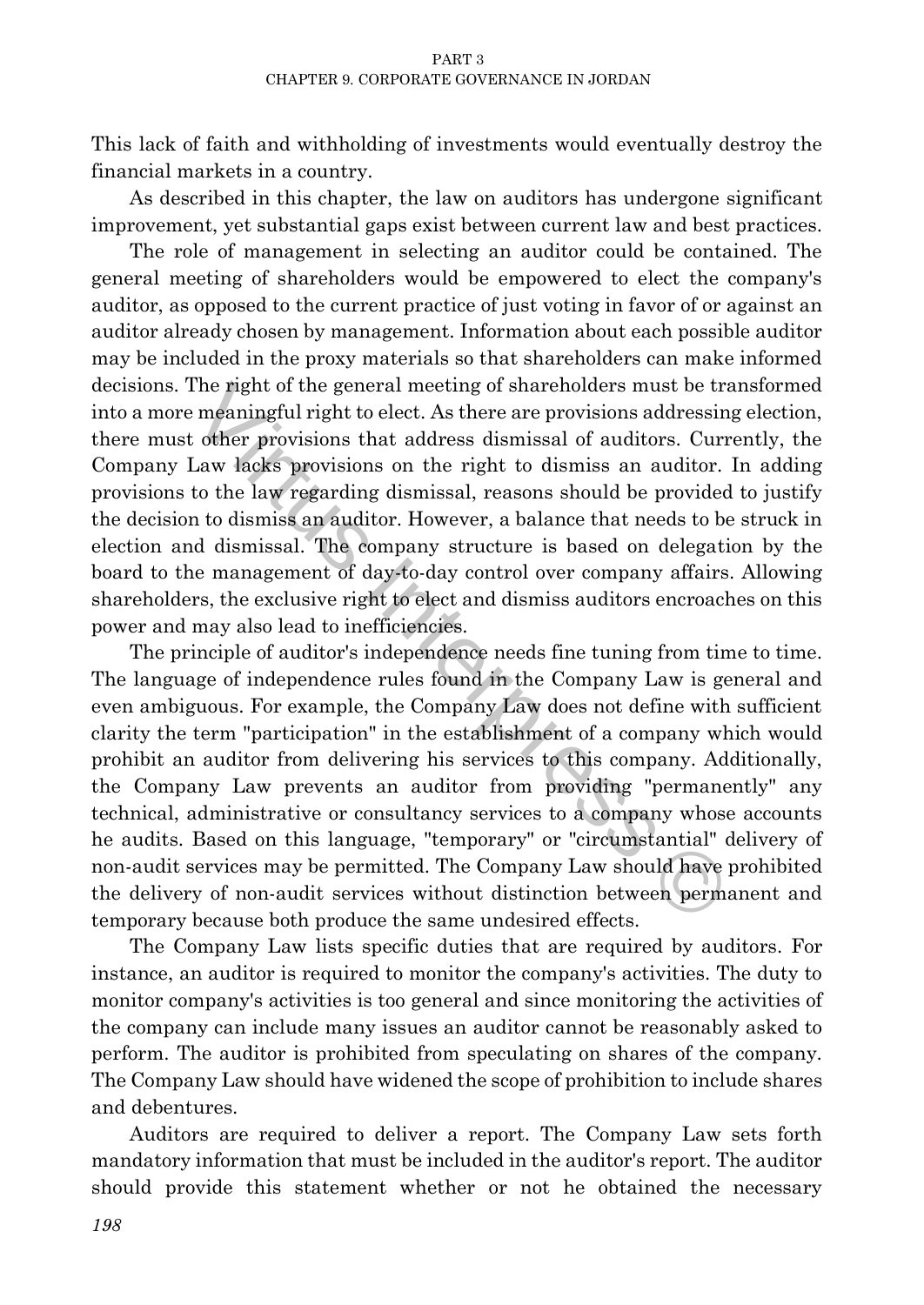This lack of faith and withholding of investments would eventually destroy the financial markets in a country.

As described in this chapter, the law on auditors has undergone significant improvement, yet substantial gaps exist between current law and best practices.

The role of management in selecting an auditor could be contained. The general meeting of shareholders would be empowered to elect the company's auditor, as opposed to the current practice of just voting in favor of or against an auditor already chosen by management. Information about each possible auditor may be included in the proxy materials so that shareholders can make informed decisions. The right of the general meeting of shareholders must be transformed into a more meaningful right to elect. As there are provisions addressing election, there must other provisions that address dismissal of auditors. Currently, the Company Law lacks provisions on the right to dismiss an auditor. In adding provisions to the law regarding dismissal, reasons should be provided to justify the decision to dismiss an auditor. However, a balance that needs to be struck in election and dismissal. The company structure is based on delegation by the board to the management of day-to-day control over company affairs. Allowing shareholders, the exclusive right to elect and dismiss auditors encroaches on this power and may also lead to inefficiencies.

The principle of auditor's independence needs fine tuning from time to time. The language of independence rules found in the Company Law is general and even ambiguous. For example, the Company Law does not define with sufficient clarity the term "participation" in the establishment of a company which would prohibit an auditor from delivering his services to this company. Additionally, the Company Law prevents an auditor from providing "permanently" any technical, administrative or consultancy services to a company whose accounts he audits. Based on this language, "temporary" or "circumstantial" delivery of non-audit services may be permitted. The Company Law should have prohibited the delivery of non-audit services without distinction between permanent and temporary because both produce the same undesired effects.

The Company Law lists specific duties that are required by auditors. For instance, an auditor is required to monitor the company's activities. The duty to monitor company's activities is too general and since monitoring the activities of the company can include many issues an auditor cannot be reasonably asked to perform. The auditor is prohibited from speculating on shares of the company. The Company Law should have widened the scope of prohibition to include shares and debentures.

Auditors are required to deliver a report. The Company Law sets forth mandatory information that must be included in the auditor's report. The auditor should provide this statement whether or not he obtained the necessary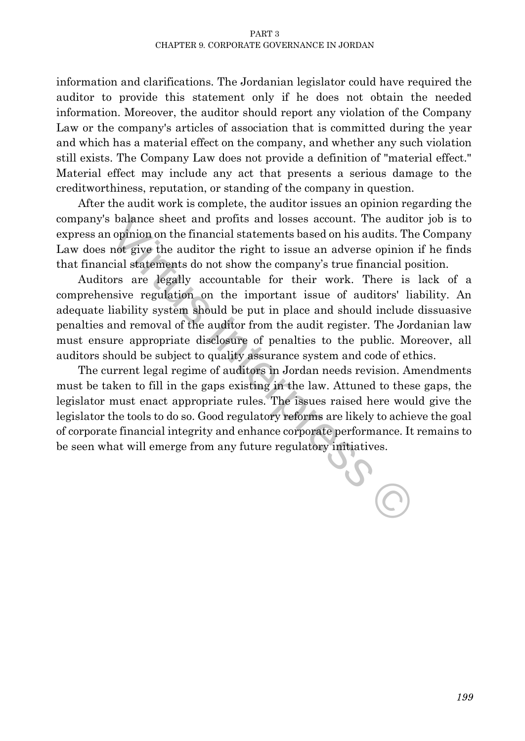information and clarifications. The Jordanian legislator could have required the auditor to provide this statement only if he does not obtain the needed information. Moreover, the auditor should report any violation of the Company Law or the company's articles of association that is committed during the year and which has a material effect on the company, and whether any such violation still exists. The Company Law does not provide a definition of "material effect." Material effect may include any act that presents a serious damage to the creditworthiness, reputation, or standing of the company in question.

After the audit work is complete, the auditor issues an opinion regarding the company's balance sheet and profits and losses account. The auditor job is to express an opinion on the financial statements based on his audits. The Company Law does not give the auditor the right to issue an adverse opinion if he finds that financial statements do not show the company's true financial position.

Auditors are legally accountable for their work. There is lack of a comprehensive regulation on the important issue of auditors' liability. An adequate liability system should be put in place and should include dissuasive penalties and removal of the auditor from the audit register. The Jordanian law must ensure appropriate disclosure of penalties to the public. Moreover, all auditors should be subject to quality assurance system and code of ethics.

The current legal regime of auditors in Jordan needs revision. Amendments must be taken to fill in the gaps existing in the law. Attuned to these gaps, the legislator must enact appropriate rules. The issues raised here would give the legislator the tools to do so. Good regulatory reforms are likely to achieve the goal of corporate financial integrity and enhance corporate performance. It remains to be seen what will emerge from any future regulatory initiatives.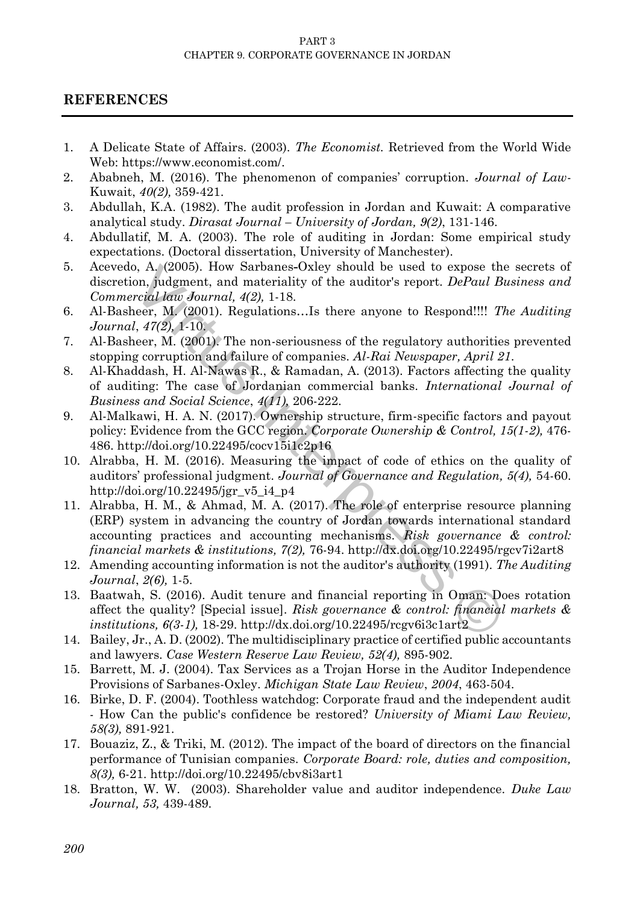## REFERENCES

1. A Delicate State of Affairs. (2003). *The Economist*. Retrieved from the World Wide Web: https://www.economist.com/.
2. Ababneh, M. (2016). The phenomenon of companies' corruption. *Journal of Law-*Kuwait, *40(2),* 359-421.
3. Abdullah, K.A. (1982). The audit profession in Jordan and Kuwait: A comparative analytical study. *Dirasat Journal – University of Jordan, 9(2)*, 131-146.
4. Abdullatif, M. A. (2003). The role of auditing in Jordan: Some empirical study expectations. (Doctoral dissertation, University of Manchester).
5. Acevedo, A. (2005). How Sarbanes-Oxley should be used to expose the secrets of discretion, judgment, and materiality of the auditor's report. *DePaul Business and Commercial law Journal, 4(2),* 1-18.
6. Al-Basheer, M. (2001). Regulations…Is there anyone to Respond!!!! *The Auditing Journal*, *47(2),* 1-10.
7. Al-Basheer, M. (2001). The non-seriousness of the regulatory authorities prevented stopping corruption and failure of companies. *Al-Rai Newspaper, April 21*.
8. Al-Khaddash, H. Al-Nawas R., & Ramadan, A. (2013). Factors affecting the quality of auditing: The case of Jordanian commercial banks. *International Journal of Business and Social Science*, *4(11),* 206-222.
9. Al-Malkawi, H. A. N. (2017). Ownership structure, firm-specific factors and payout policy: Evidence from the GCC region. *Corporate Ownership & Control, 15(1-2),* 476-486. http://doi.org/10.22495/cocv15i1c2p16
10. Alrabba, H. M. (2016). Measuring the impact of code of ethics on the quality of auditors' professional judgment. *Journal of Governance and Regulation, 5(4),* 54-60. http://doi.org/10.22495/jgr_v5_i4_p4
11. Alrabba, H. M., & Ahmad, M. A. (2017). The role of enterprise resource planning (ERP) system in advancing the country of Jordan towards international standard accounting practices and accounting mechanisms. *Risk governance & control: financial markets & institutions, 7(2),* 76-94. http://dx.doi.org/10.22495/rgcv7i2art8
12. Amending accounting information is not the auditor's authority (1991). *The Auditing Journal*, *2(6),* 1-5.
13. Baatwah, S. (2016). Audit tenure and financial reporting in Oman: Does rotation affect the quality? [Special issue]. *Risk governance & control: financial markets & institutions, 6(3-1),* 18-29. http://dx.doi.org/10.22495/rcgv6i3c1art2
14. Bailey, Jr., A. D. (2002). The multidisciplinary practice of certified public accountants and lawyers. *Case Western Reserve Law Review, 52(4),* 895-902.
15. Barrett, M. J. (2004). Tax Services as a Trojan Horse in the Auditor Independence Provisions of Sarbanes-Oxley. *Michigan State Law Review*, *2004*, 463-504.
16. Birke, D. F. (2004). Toothless watchdog: Corporate fraud and the independent audit - How Can the public's confidence be restored? *University of Miami Law Review, 58(3),* 891-921.
17. Bouaziz, Z., & Triki, M. (2012). The impact of the board of directors on the financial performance of Tunisian companies. *Corporate Board: role, duties and composition, 8(3),* 6-21. http://doi.org/10.22495/cbv8i3art1
18. Bratton, W. W. (2003). Shareholder value and auditor independence. *Duke Law Journal, 53,* 439-489.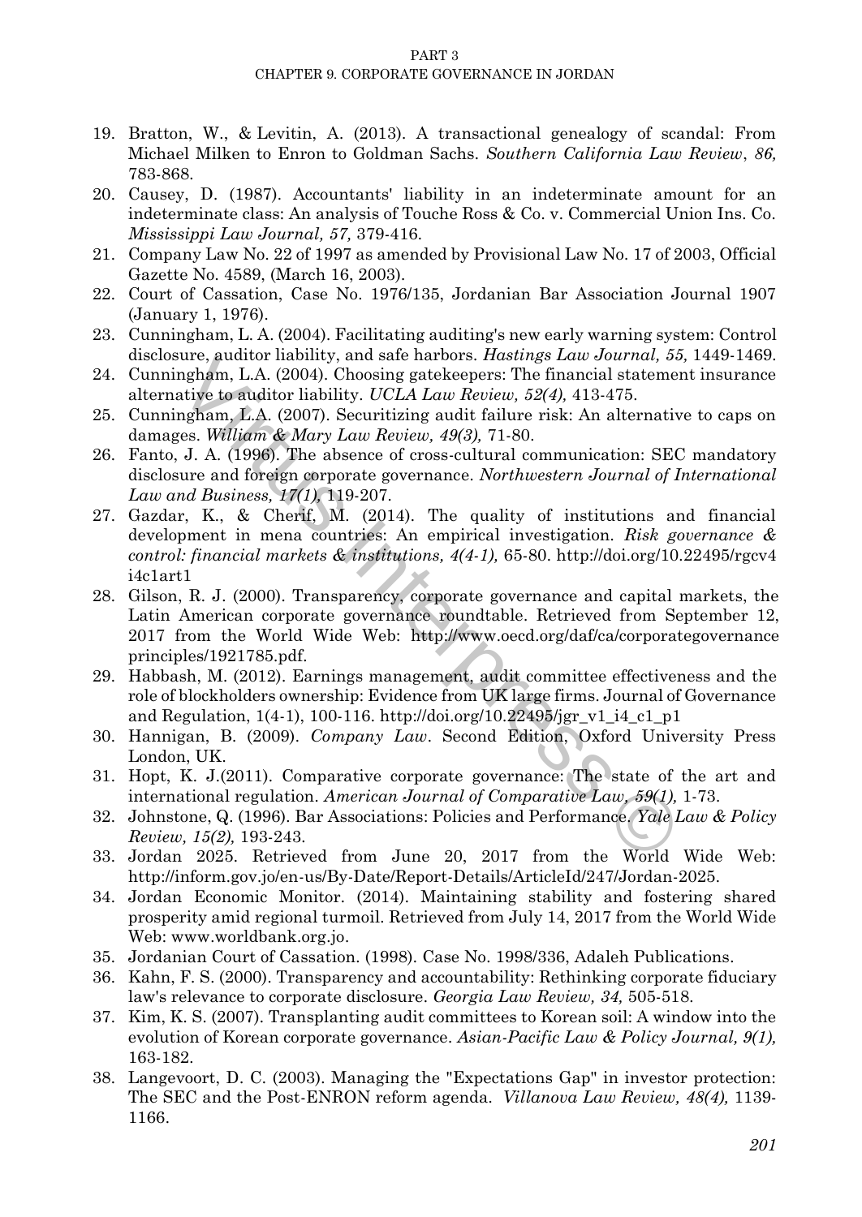19. Bratton, W., & Levitin, A. (2013). A transactional genealogy of scandal: From Michael Milken to Enron to Goldman Sachs. *Southern California Law Review*, *86,* 783-868.
20. Causey, D. (1987). Accountants' liability in an indeterminate amount for an indeterminate class: An analysis of Touche Ross & Co. v. Commercial Union Ins. Co. *Mississippi Law Journal, 57,* 379-416.
21. Company Law No. 22 of 1997 as amended by Provisional Law No. 17 of 2003, Official Gazette No. 4589, (March 16, 2003).
22. Court of Cassation, Case No. 1976/135, Jordanian Bar Association Journal 1907 (January 1, 1976).
23. Cunningham, L. A. (2004). Facilitating auditing's new early warning system: Control disclosure, auditor liability, and safe harbors. *Hastings Law Journal, 55,* 1449-1469.
24. Cunningham, L.A. (2004). Choosing gatekeepers: The financial statement insurance alternative to auditor liability. *UCLA Law Review, 52(4),* 413-475.
25. Cunningham, L.A. (2007). Securitizing audit failure risk: An alternative to caps on damages. *William & Mary Law Review, 49(3),* 71-80.
26. Fanto, J. A. (1996). The absence of cross-cultural communication: SEC mandatory disclosure and foreign corporate governance. *Northwestern Journal of International Law and Business, 17(1),* 119-207.
27. Gazdar, K., & Cherif, M. (2014). The quality of institutions and financial development in mena countries: An empirical investigation. *Risk governance & control: financial markets & institutions, 4(4-1),* 65-80. http://doi.org/10.22495/rgcv4i4c1art1
28. Gilson, R. J. (2000). Transparency, corporate governance and capital markets, the Latin American corporate governance roundtable. Retrieved from September 12, 2017 from the World Wide Web: http://www.oecd.org/daf/ca/corporategovernanceprinciples/1921785.pdf.
29. Habbash, M. (2012). Earnings management, audit committee effectiveness and the role of blockholders ownership: Evidence from UK large firms. Journal of Governance and Regulation, 1(4-1), 100-116. http://doi.org/10.22495/jgr_v1_i4_c1_p1
30. Hannigan, B. (2009). *Company Law*. Second Edition, Oxford University Press London, UK.
31. Hopt, K. J.(2011). Comparative corporate governance: The state of the art and international regulation. *American Journal of Comparative Law, 59(1),* 1-73.
32. Johnstone, Q. (1996). Bar Associations: Policies and Performance. *Yale Law & Policy Review, 15(2),* 193-243.
33. Jordan 2025. Retrieved from June 20, 2017 from the World Wide Web: http://inform.gov.jo/en-us/By-Date/Report-Details/ArticleId/247/Jordan-2025.
34. Jordan Economic Monitor. (2014). Maintaining stability and fostering shared prosperity amid regional turmoil. Retrieved from July 14, 2017 from the World Wide Web: www.worldbank.org.jo.
35. Jordanian Court of Cassation. (1998). Case No. 1998/336, Adaleh Publications.
36. Kahn, F. S. (2000). Transparency and accountability: Rethinking corporate fiduciary law's relevance to corporate disclosure. *Georgia Law Review, 34,* 505-518.
37. Kim, K. S. (2007). Transplanting audit committees to Korean soil: A window into the evolution of Korean corporate governance. *Asian-Pacific Law & Policy Journal, 9(1),* 163-182.
38. Langevoort, D. C. (2003). Managing the "Expectations Gap" in investor protection: The SEC and the Post-ENRON reform agenda. *Villanova Law Review, 48(4),* 1139-1166.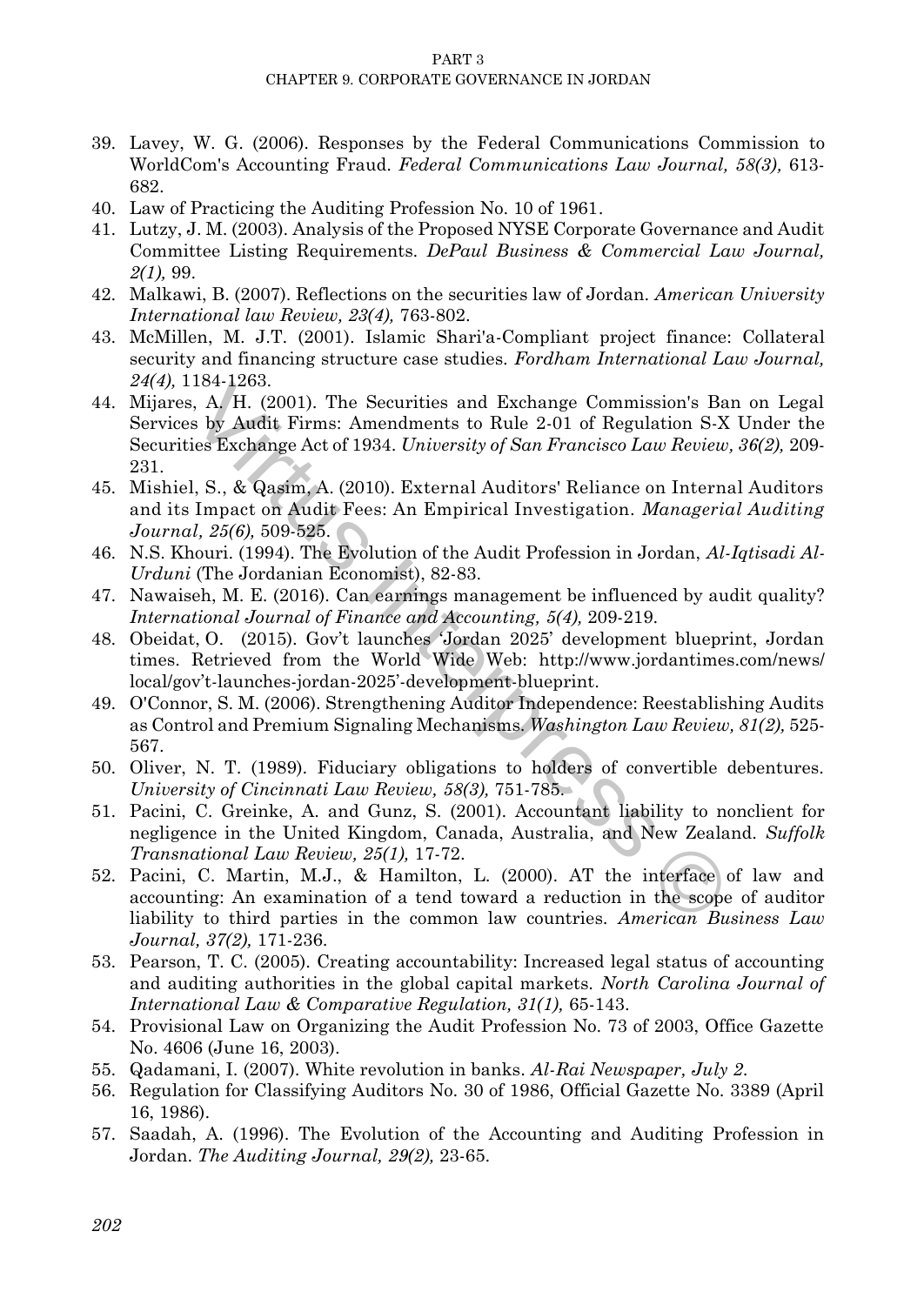39. Lavey, W. G. (2006). Responses by the Federal Communications Commission to WorldCom's Accounting Fraud. *Federal Communications Law Journal, 58(3),* 613-682.
40. Law of Practicing the Auditing Profession No. 10 of 1961.
41. Lutzy, J. M. (2003). Analysis of the Proposed NYSE Corporate Governance and Audit Committee Listing Requirements. *DePaul Business & Commercial Law Journal, 2(1),* 99.
42. Malkawi, B. (2007). Reflections on the securities law of Jordan. *American University International law Review, 23(4),* 763-802.
43. McMillen, M. J.T. (2001). Islamic Shari'a-Compliant project finance: Collateral security and financing structure case studies. *Fordham International Law Journal, 24(4),* 1184-1263.
44. Mijares, A. H. (2001). The Securities and Exchange Commission's Ban on Legal Services by Audit Firms: Amendments to Rule 2-01 of Regulation S-X Under the Securities Exchange Act of 1934. *University of San Francisco Law Review, 36(2),* 209-231.
45. Mishiel, S., & Qasim, A. (2010). External Auditors' Reliance on Internal Auditors and its Impact on Audit Fees: An Empirical Investigation. *Managerial Auditing Journal, 25(6),* 509-525.
46. N.S. Khouri. (1994). The Evolution of the Audit Profession in Jordan, *Al-Iqtisadi Al-Urduni* (The Jordanian Economist), 82-83.
47. Nawaiseh, M. E. (2016). Can earnings management be influenced by audit quality? *International Journal of Finance and Accounting, 5(4),* 209-219.
48. Obeidat, O. (2015). Gov't launches 'Jordan 2025' development blueprint, Jordan times. Retrieved from the World Wide Web: http://www.jordantimes.com/news/local/gov't-launches-jordan-2025'-development-blueprint.
49. O'Connor, S. M. (2006). Strengthening Auditor Independence: Reestablishing Audits as Control and Premium Signaling Mechanisms. *Washington Law Review, 81(2),* 525-567.
50. Oliver, N. T. (1989). Fiduciary obligations to holders of convertible debentures. *University of Cincinnati Law Review, 58(3),* 751-785.
51. Pacini, C. Greinke, A. and Gunz, S. (2001). Accountant liability to nonclient for negligence in the United Kingdom, Canada, Australia, and New Zealand. *Suffolk Transnational Law Review, 25(1),* 17-72.
52. Pacini, C. Martin, M.J., & Hamilton, L. (2000). AT the interface of law and accounting: An examination of a tend toward a reduction in the scope of auditor liability to third parties in the common law countries. *American Business Law Journal, 37(2),* 171-236.
53. Pearson, T. C. (2005). Creating accountability: Increased legal status of accounting and auditing authorities in the global capital markets. *North Carolina Journal of International Law & Comparative Regulation, 31(1),* 65-143.
54. Provisional Law on Organizing the Audit Profession No. 73 of 2003, Office Gazette No. 4606 (June 16, 2003).
55. Qadamani, I. (2007). White revolution in banks. *Al-Rai Newspaper, July 2.*
56. Regulation for Classifying Auditors No. 30 of 1986, Official Gazette No. 3389 (April 16, 1986).
57. Saadah, A. (1996). The Evolution of the Accounting and Auditing Profession in Jordan. *The Auditing Journal, 29(2),* 23-65.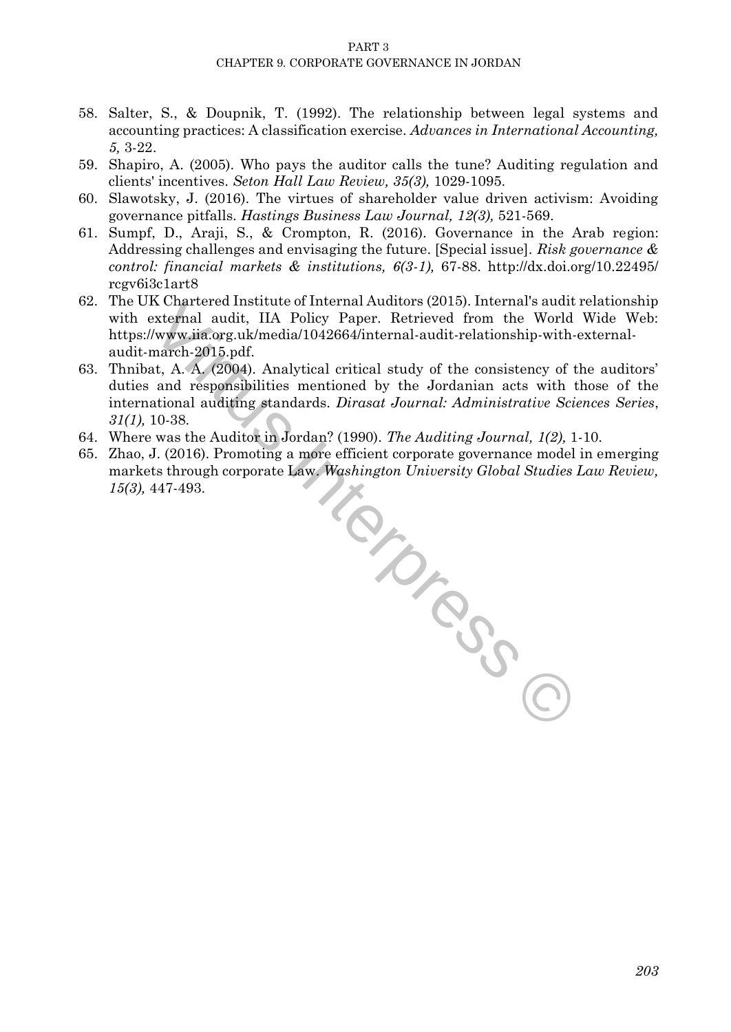58. Salter, S., & Doupnik, T. (1992). The relationship between legal systems and accounting practices: A classification exercise. *Advances in International Accounting, 5,* 3-22.
59. Shapiro, A. (2005). Who pays the auditor calls the tune? Auditing regulation and clients' incentives. *Seton Hall Law Review, 35(3),* 1029-1095.
60. Slawotsky, J. (2016). The virtues of shareholder value driven activism: Avoiding governance pitfalls. *Hastings Business Law Journal, 12(3),* 521-569.
61. Sumpf, D., Araji, S., & Crompton, R. (2016). Governance in the Arab region: Addressing challenges and envisaging the future. [Special issue]. *Risk governance & control: financial markets & institutions, 6(3-1),* 67-88. http://dx.doi.org/10.22495/rcgv6i3c1art8
62. The UK Chartered Institute of Internal Auditors (2015). Internal's audit relationship with external audit, IIA Policy Paper. Retrieved from the World Wide Web: https://www.iia.org.uk/media/1042664/internal-audit-relationship-with-external-audit-march-2015.pdf.
63. Thnibat, A. A. (2004). Analytical critical study of the consistency of the auditors' duties and responsibilities mentioned by the Jordanian acts with those of the international auditing standards. *Dirasat Journal: Administrative Sciences Series*, *31(1),* 10-38.
64. Where was the Auditor in Jordan? (1990). *The Auditing Journal, 1(2),* 1-10.
65. Zhao, J. (2016). Promoting a more efficient corporate governance model in emerging markets through corporate Law. *Washington University Global Studies Law Review, 15(3),* 447-493.